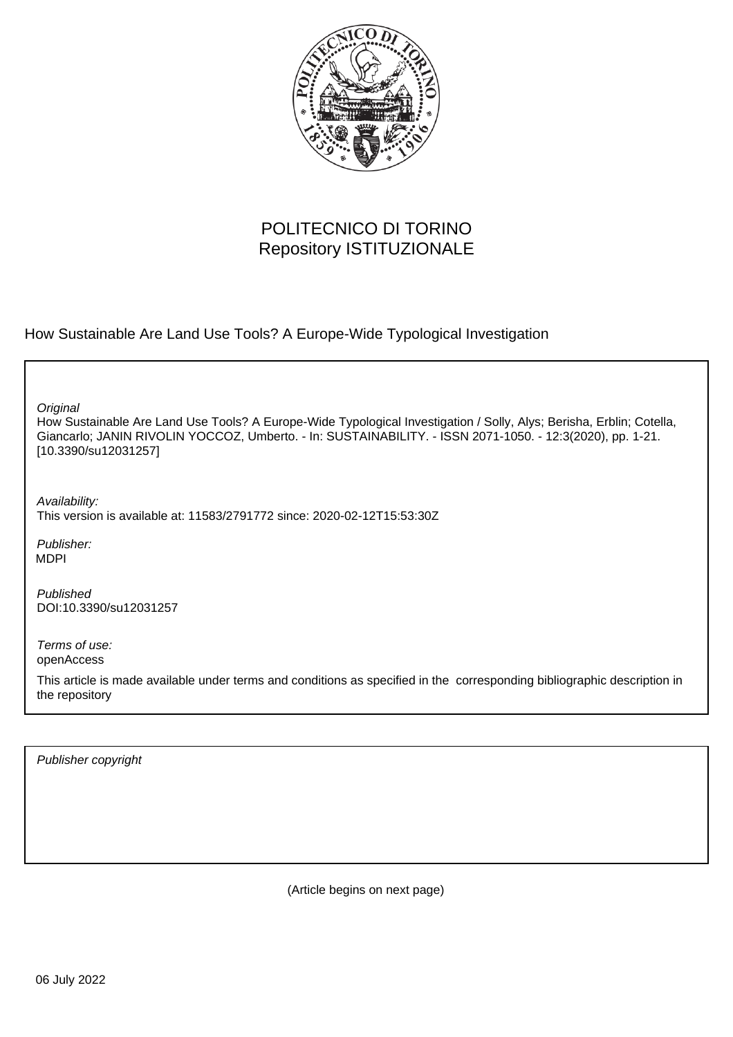POLITECNICO DI TORINO
Repository ISTITUZIONALE

How Sustainable Are Land Use Tools? A Europe-Wide Typological Investigation

*Original*

How Sustainable Are Land Use Tools? A Europe-Wide Typological Investigation / Solly, Alys; Berisha, Erblin; Cotella, Giancarlo; JANIN RIVOLIN YOCCOZ, Umberto. - In: SUSTAINABILITY. - ISSN 2071-1050. - 12:3(2020), pp. 1-21. [10.3390/su12031257]

*Availability:*

This version is available at: 11583/2791772 since: 2020-02-12T15:53:30Z

*Publisher:*

MDPI

*Published*

DOI:10.3390/su12031257

*Terms of use:*

openAccess

This article is made available under terms and conditions as specified in the corresponding bibliographic description in the repository

*Publisher copyright*

(Article begins on next page)

06 July 2022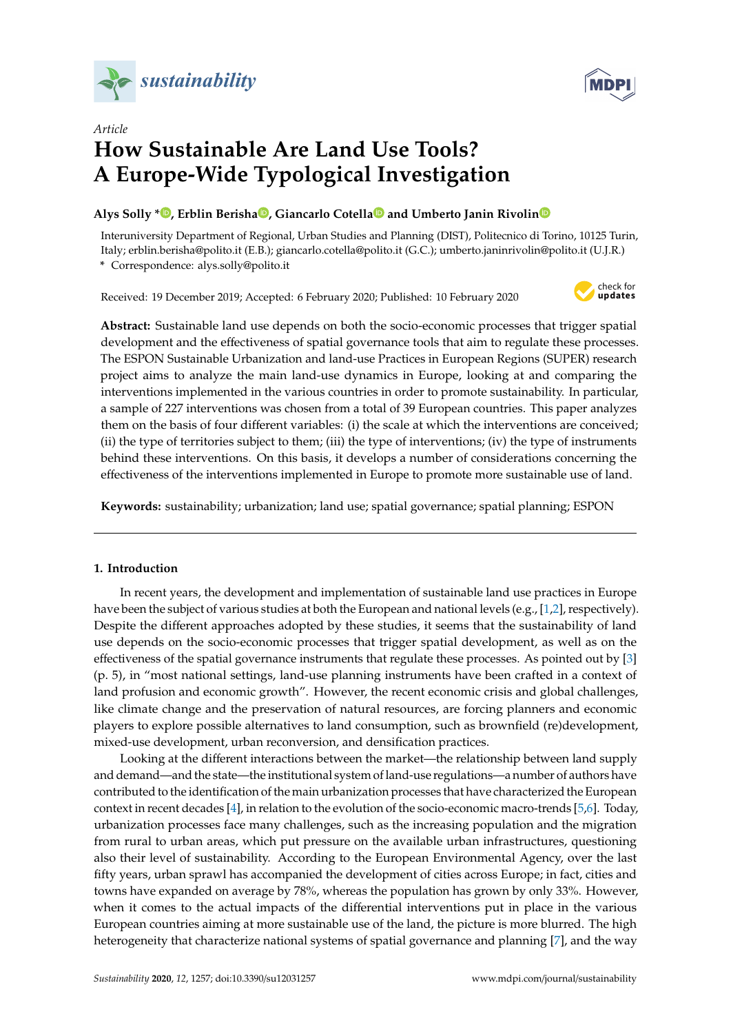sustainability

# How Sustainable Are Land Use Tools? A Europe-Wide Typological Investigation

**Alys Solly *, Erblin Berisha, Giancarlo Cotella and Umberto Janin Rivolin**

Interuniversity Department of Regional, Urban Studies and Planning (DIST), Politecnico di Torino, 10125 Turin, Italy; erblin.berisha@polito.it (E.B.); giancarlo.cotella@polito.it (G.C.); umberto.janinrivolin@polito.it (U.J.R.)
\* Correspondence: alys.solly@polito.it

Received: 19 December 2019; Accepted: 6 February 2020; Published: 10 February 2020

**Abstract:** Sustainable land use depends on both the socio-economic processes that trigger spatial development and the effectiveness of spatial governance tools that aim to regulate these processes. The ESPON Sustainable Urbanization and land-use Practices in European Regions (SUPER) research project aims to analyze the main land-use dynamics in Europe, looking at and comparing the interventions implemented in the various countries in order to promote sustainability. In particular, a sample of 227 interventions was chosen from a total of 39 European countries. This paper analyzes them on the basis of four different variables: (i) the scale at which the interventions are conceived; (ii) the type of territories subject to them; (iii) the type of interventions; (iv) the type of instruments behind these interventions. On this basis, it develops a number of considerations concerning the effectiveness of the interventions implemented in Europe to promote more sustainable use of land.

**Keywords:** sustainability; urbanization; land use; spatial governance; spatial planning; ESPON

## 1. Introduction

In recent years, the development and implementation of sustainable land use practices in Europe have been the subject of various studies at both the European and national levels (e.g., [1,2], respectively). Despite the different approaches adopted by these studies, it seems that the sustainability of land use depends on the socio-economic processes that trigger spatial development, as well as on the effectiveness of the spatial governance instruments that regulate these processes. As pointed out by [3] (p. 5), in "most national settings, land-use planning instruments have been crafted in a context of land profusion and economic growth". However, the recent economic crisis and global challenges, like climate change and the preservation of natural resources, are forcing planners and economic players to explore possible alternatives to land consumption, such as brownfield (re)development, mixed-use development, urban reconversion, and densification practices.

Looking at the different interactions between the market—the relationship between land supply and demand—and the state—the institutional system of land-use regulations—a number of authors have contributed to the identification of the main urbanization processes that have characterized the European context in recent decades [4], in relation to the evolution of the socio-economic macro-trends [5,6]. Today, urbanization processes face many challenges, such as the increasing population and the migration from rural to urban areas, which put pressure on the available urban infrastructures, questioning also their level of sustainability. According to the European Environmental Agency, over the last fifty years, urban sprawl has accompanied the development of cities across Europe; in fact, cities and towns have expanded on average by 78%, whereas the population has grown by only 33%. However, when it comes to the actual impacts of the differential interventions put in place in the various European countries aiming at more sustainable use of the land, the picture is more blurred. The high heterogeneity that characterize national systems of spatial governance and planning [7], and the way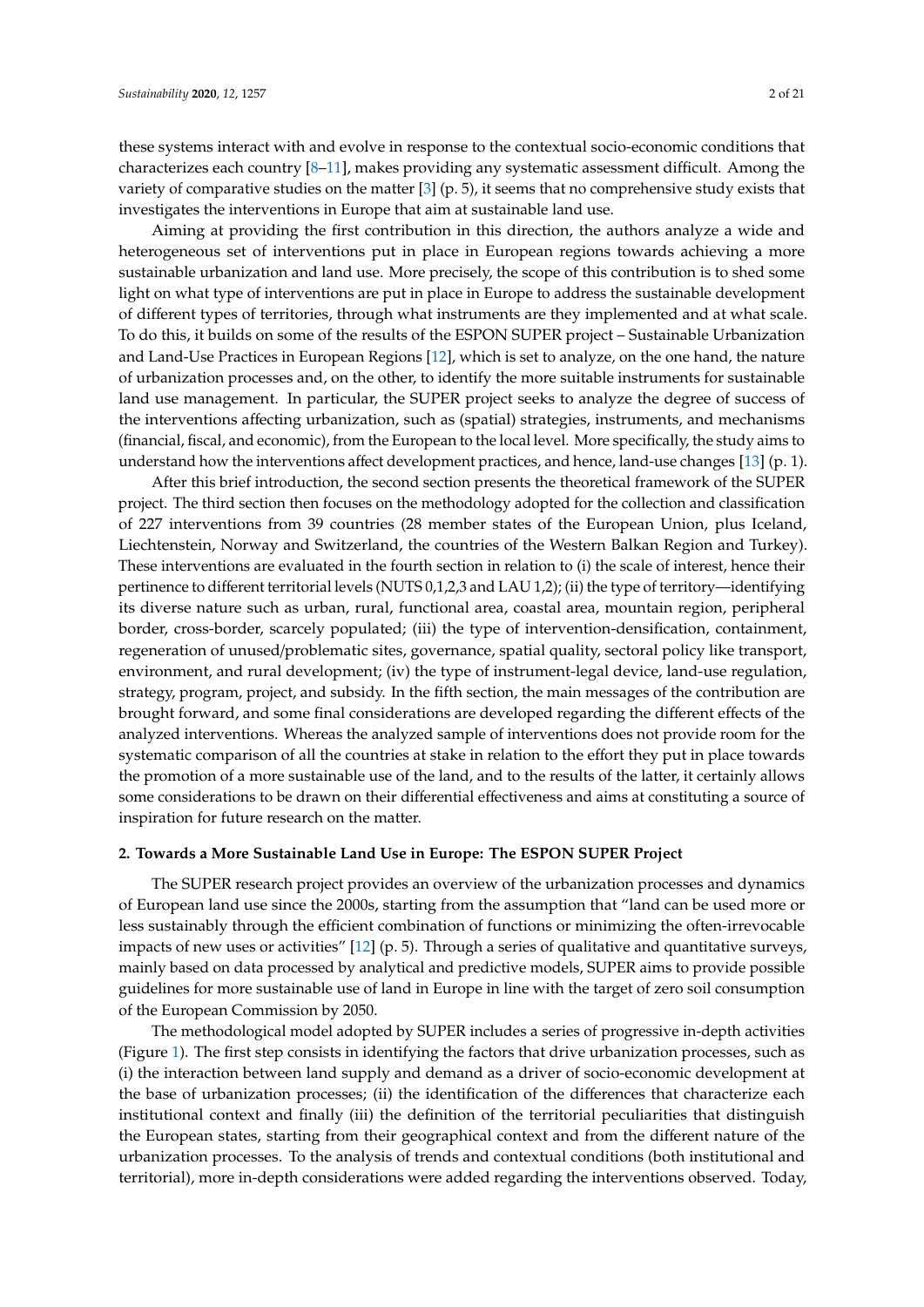these systems interact with and evolve in response to the contextual socio-economic conditions that characterizes each country [8–11], makes providing any systematic assessment difficult. Among the variety of comparative studies on the matter [3] (p. 5), it seems that no comprehensive study exists that investigates the interventions in Europe that aim at sustainable land use.

Aiming at providing the first contribution in this direction, the authors analyze a wide and heterogeneous set of interventions put in place in European regions towards achieving a more sustainable urbanization and land use. More precisely, the scope of this contribution is to shed some light on what type of interventions are put in place in Europe to address the sustainable development of different types of territories, through what instruments are they implemented and at what scale. To do this, it builds on some of the results of the ESPON SUPER project – Sustainable Urbanization and Land-Use Practices in European Regions [12], which is set to analyze, on the one hand, the nature of urbanization processes and, on the other, to identify the more suitable instruments for sustainable land use management. In particular, the SUPER project seeks to analyze the degree of success of the interventions affecting urbanization, such as (spatial) strategies, instruments, and mechanisms (financial, fiscal, and economic), from the European to the local level. More specifically, the study aims to understand how the interventions affect development practices, and hence, land-use changes [13] (p. 1).

After this brief introduction, the second section presents the theoretical framework of the SUPER project. The third section then focuses on the methodology adopted for the collection and classification of 227 interventions from 39 countries (28 member states of the European Union, plus Iceland, Liechtenstein, Norway and Switzerland, the countries of the Western Balkan Region and Turkey). These interventions are evaluated in the fourth section in relation to (i) the scale of interest, hence their pertinence to different territorial levels (NUTS 0,1,2,3 and LAU 1,2); (ii) the type of territory—identifying its diverse nature such as urban, rural, functional area, coastal area, mountain region, peripheral border, cross-border, scarcely populated; (iii) the type of intervention-densification, containment, regeneration of unused/problematic sites, governance, spatial quality, sectoral policy like transport, environment, and rural development; (iv) the type of instrument-legal device, land-use regulation, strategy, program, project, and subsidy. In the fifth section, the main messages of the contribution are brought forward, and some final considerations are developed regarding the different effects of the analyzed interventions. Whereas the analyzed sample of interventions does not provide room for the systematic comparison of all the countries at stake in relation to the effort they put in place towards the promotion of a more sustainable use of the land, and to the results of the latter, it certainly allows some considerations to be drawn on their differential effectiveness and aims at constituting a source of inspiration for future research on the matter.

## 2. Towards a More Sustainable Land Use in Europe: The ESPON SUPER Project

The SUPER research project provides an overview of the urbanization processes and dynamics of European land use since the 2000s, starting from the assumption that "land can be used more or less sustainably through the efficient combination of functions or minimizing the often-irrevocable impacts of new uses or activities" [12] (p. 5). Through a series of qualitative and quantitative surveys, mainly based on data processed by analytical and predictive models, SUPER aims to provide possible guidelines for more sustainable use of land in Europe in line with the target of zero soil consumption of the European Commission by 2050.

The methodological model adopted by SUPER includes a series of progressive in-depth activities (Figure 1). The first step consists in identifying the factors that drive urbanization processes, such as (i) the interaction between land supply and demand as a driver of socio-economic development at the base of urbanization processes; (ii) the identification of the differences that characterize each institutional context and finally (iii) the definition of the territorial peculiarities that distinguish the European states, starting from their geographical context and from the different nature of the urbanization processes. To the analysis of trends and contextual conditions (both institutional and territorial), more in-depth considerations were added regarding the interventions observed. Today,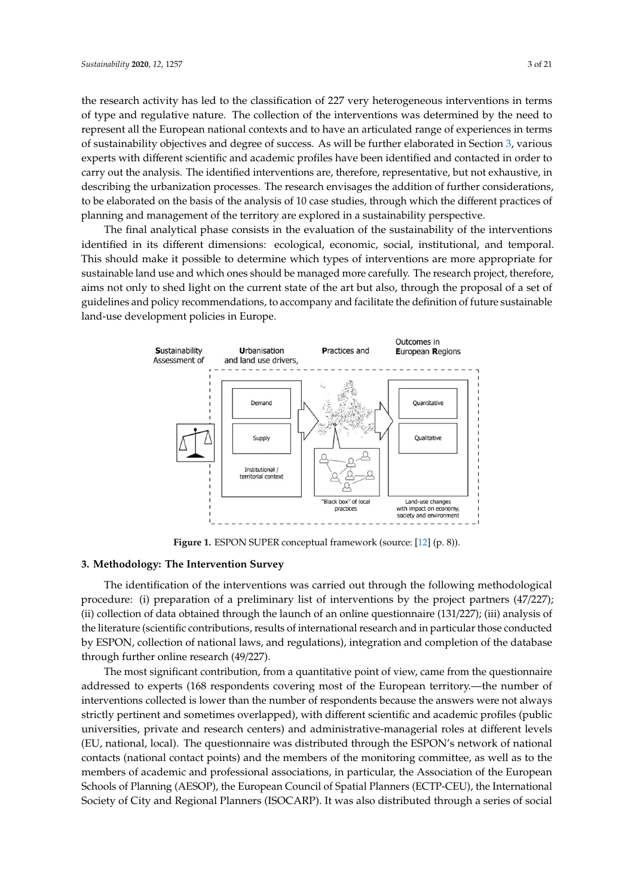the research activity has led to the classification of 227 very heterogeneous interventions in terms of type and regulative nature. The collection of the interventions was determined by the need to represent all the European national contexts and to have an articulated range of experiences in terms of sustainability objectives and degree of success. As will be further elaborated in Section 3, various experts with different scientific and academic profiles have been identified and contacted in order to carry out the analysis. The identified interventions are, therefore, representative, but not exhaustive, in describing the urbanization processes. The research envisages the addition of further considerations, to be elaborated on the basis of the analysis of 10 case studies, through which the different practices of planning and management of the territory are explored in a sustainability perspective.

The final analytical phase consists in the evaluation of the sustainability of the interventions identified in its different dimensions: ecological, economic, social, institutional, and temporal. This should make it possible to determine which types of interventions are more appropriate for sustainable land use and which ones should be managed more carefully. The research project, therefore, aims not only to shed light on the current state of the art but also, through the proposal of a set of guidelines and policy recommendations, to accompany and facilitate the definition of future sustainable land-use development policies in Europe.

**Figure 1.** ESPON SUPER conceptual framework (source: [12] (p. 8)).

## 3. Methodology: The Intervention Survey

The identification of the interventions was carried out through the following methodological procedure: (i) preparation of a preliminary list of interventions by the project partners (47/227); (ii) collection of data obtained through the launch of an online questionnaire (131/227); (iii) analysis of the literature (scientific contributions, results of international research and in particular those conducted by ESPON, collection of national laws, and regulations), integration and completion of the database through further online research (49/227).

The most significant contribution, from a quantitative point of view, came from the questionnaire addressed to experts (168 respondents covering most of the European territory.—the number of interventions collected is lower than the number of respondents because the answers were not always strictly pertinent and sometimes overlapped), with different scientific and academic profiles (public universities, private and research centers) and administrative-managerial roles at different levels (EU, national, local). The questionnaire was distributed through the ESPON's network of national contacts (national contact points) and the members of the monitoring committee, as well as to the members of academic and professional associations, in particular, the Association of the European Schools of Planning (AESOP), the European Council of Spatial Planners (ECTP-CEU), the International Society of City and Regional Planners (ISOCARP). It was also distributed through a series of social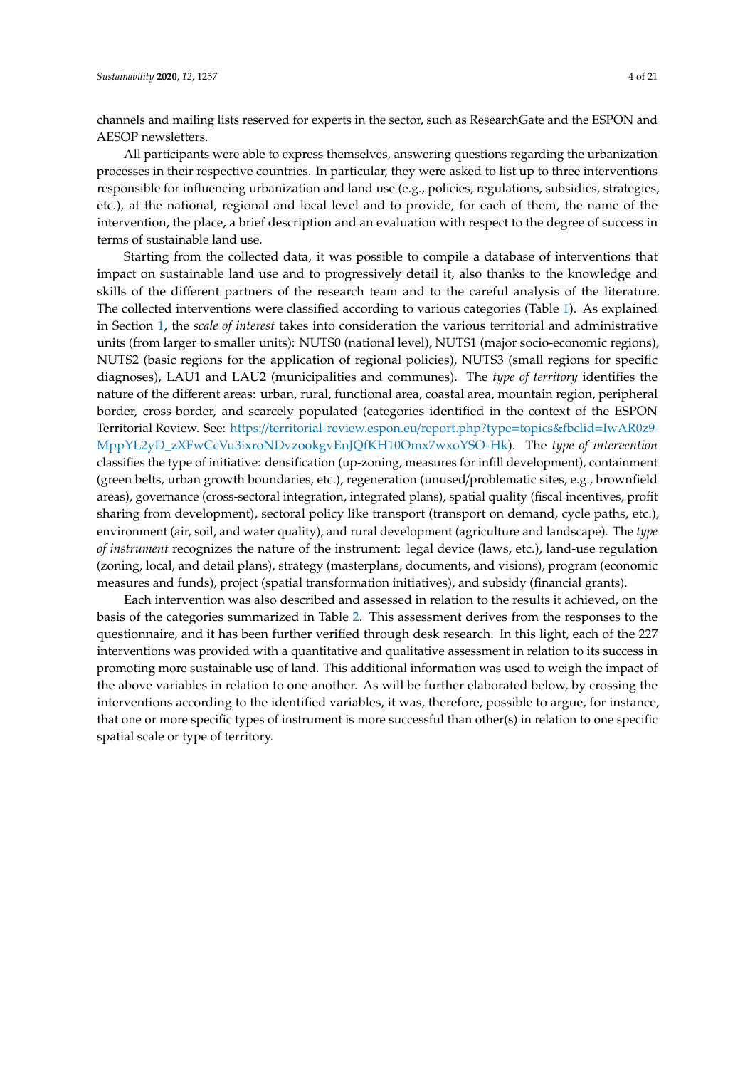channels and mailing lists reserved for experts in the sector, such as ResearchGate and the ESPON and AESOP newsletters.

All participants were able to express themselves, answering questions regarding the urbanization processes in their respective countries. In particular, they were asked to list up to three interventions responsible for influencing urbanization and land use (e.g., policies, regulations, subsidies, strategies, etc.), at the national, regional and local level and to provide, for each of them, the name of the intervention, the place, a brief description and an evaluation with respect to the degree of success in terms of sustainable land use.

Starting from the collected data, it was possible to compile a database of interventions that impact on sustainable land use and to progressively detail it, also thanks to the knowledge and skills of the different partners of the research team and to the careful analysis of the literature. The collected interventions were classified according to various categories (Table 1). As explained in Section 1, the *scale of interest* takes into consideration the various territorial and administrative units (from larger to smaller units): NUTS0 (national level), NUTS1 (major socio-economic regions), NUTS2 (basic regions for the application of regional policies), NUTS3 (small regions for specific diagnoses), LAU1 and LAU2 (municipalities and communes). The *type of territory* identifies the nature of the different areas: urban, rural, functional area, coastal area, mountain region, peripheral border, cross-border, and scarcely populated (categories identified in the context of the ESPON Territorial Review. See: https://territorial-review.espon.eu/report.php?type=topics&fbclid=IwAR0z9-MppYL2yD_zXFwCcVu3ixroNDvzookgvEnJQfKH10Omx7wxoYSO-Hk). The *type of intervention* classifies the type of initiative: densification (up-zoning, measures for infill development), containment (green belts, urban growth boundaries, etc.), regeneration (unused/problematic sites, e.g., brownfield areas), governance (cross-sectoral integration, integrated plans), spatial quality (fiscal incentives, profit sharing from development), sectoral policy like transport (transport on demand, cycle paths, etc.), environment (air, soil, and water quality), and rural development (agriculture and landscape). The *type of instrument* recognizes the nature of the instrument: legal device (laws, etc.), land-use regulation (zoning, local, and detail plans), strategy (masterplans, documents, and visions), program (economic measures and funds), project (spatial transformation initiatives), and subsidy (financial grants).

Each intervention was also described and assessed in relation to the results it achieved, on the basis of the categories summarized in Table 2. This assessment derives from the responses to the questionnaire, and it has been further verified through desk research. In this light, each of the 227 interventions was provided with a quantitative and qualitative assessment in relation to its success in promoting more sustainable use of land. This additional information was used to weigh the impact of the above variables in relation to one another. As will be further elaborated below, by crossing the interventions according to the identified variables, it was, therefore, possible to argue, for instance, that one or more specific types of instrument is more successful than other(s) in relation to one specific spatial scale or type of territory.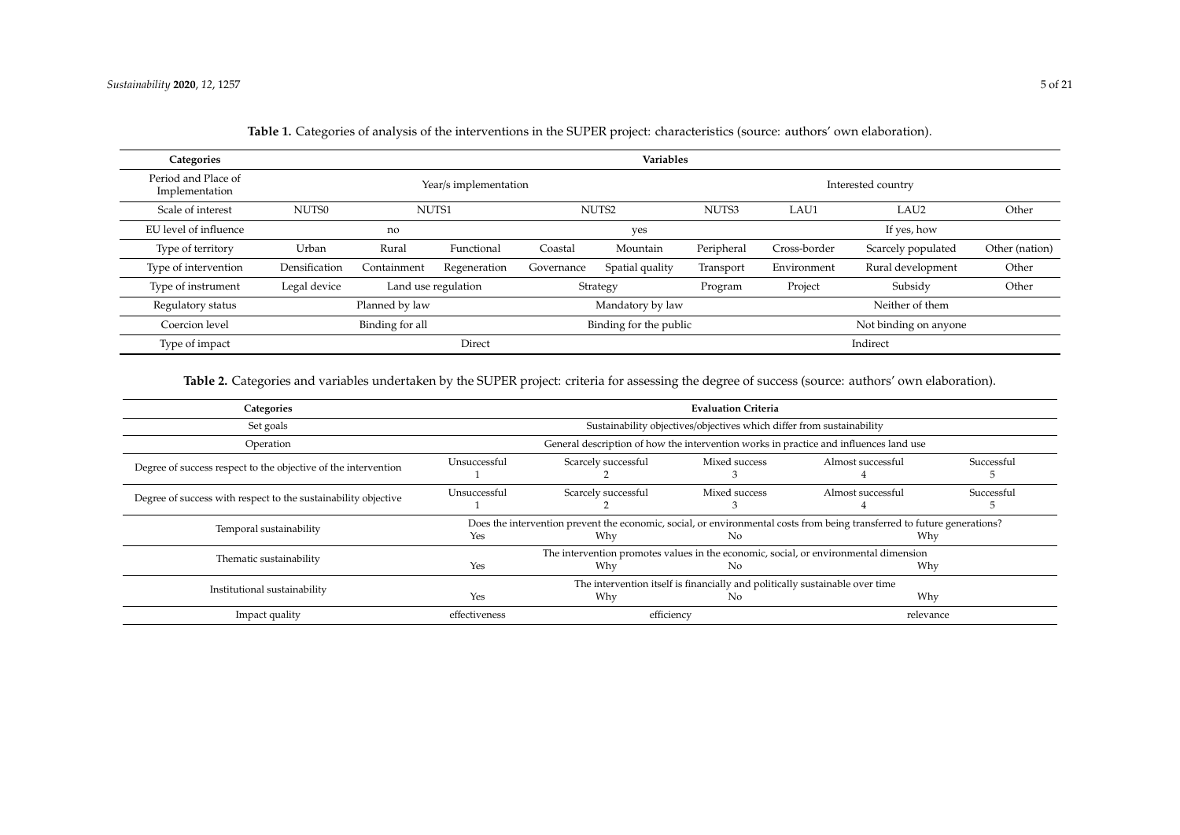**Table 1.** Categories of analysis of the interventions in the SUPER project: characteristics (source: authors' own elaboration).

| Categories | Variables | | | | | | | | |
|---|---|---|---|---|---|---|---|---|---|
| Period and Place of Implementation | Year/s implementation | | | | | Interested country | | | |
| Scale of interest | NUTS0 | NUTS1 | | NUTS2 | | NUTS3 | LAU1 | LAU2 | Other |
| EU level of influence | no | | | yes | | | If yes, how | | |
| Type of territory | Urban | Rural | Functional | Coastal | Mountain | Peripheral | Cross-border | Scarcely populated | Other (nation) |
| Type of intervention | Densification | Containment | Regeneration | Governance | Spatial quality | Transport | Environment | Rural development | Other |
| Type of instrument | Legal device | Land use regulation | | Strategy | | Program | Project | Subsidy | Other |
| Regulatory status | Planned by law | | | Mandatory by law | | | Neither of them | | |
| Coercion level | Binding for all | | | Binding for the public | | | Not binding on anyone | | |
| Type of impact | Direct | | | | | Indirect | | | |

**Table 2.** Categories and variables undertaken by the SUPER project: criteria for assessing the degree of success (source: authors' own elaboration).

| Categories | Evaluation Criteria | | | | |
|---|---|---|---|---|---|
| Set goals | Sustainability objectives/objectives which differ from sustainability | | | | |
| Operation | General description of how the intervention works in practice and influences land use | | | | |
| Degree of success respect to the objective of the intervention | Unsuccessful 1 | Scarcely successful 2 | Mixed success 3 | Almost successful 4 | Successful 5 |
| Degree of success with respect to the sustainability objective | Unsuccessful 1 | Scarcely successful 2 | Mixed success 3 | Almost successful 4 | Successful 5 |
| Temporal sustainability | Does the intervention prevent the economic, social, or environmental costs from being transferred to future generations? | | | | |
| | Yes | Why | No | Why | |
| Thematic sustainability | The intervention promotes values in the economic, social, or environmental dimension | | | | |
| | Yes | Why | No | Why | |
| Institutional sustainability | The intervention itself is financially and politically sustainable over time | | | | |
| | Yes | Why | No | Why | |
| Impact quality | effectiveness | efficiency | | relevance | |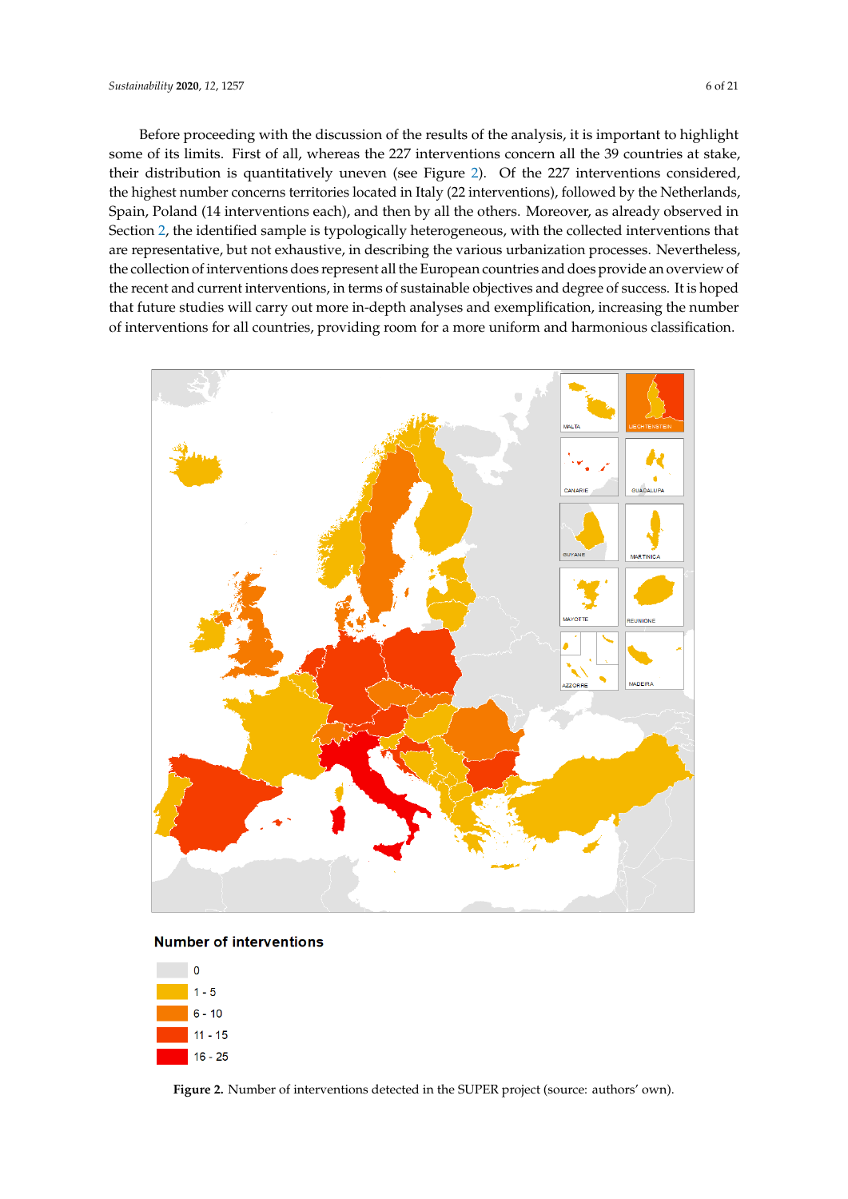Before proceeding with the discussion of the results of the analysis, it is important to highlight some of its limits. First of all, whereas the 227 interventions concern all the 39 countries at stake, their distribution is quantitatively uneven (see Figure 2). Of the 227 interventions considered, the highest number concerns territories located in Italy (22 interventions), followed by the Netherlands, Spain, Poland (14 interventions each), and then by all the others. Moreover, as already observed in Section 2, the identified sample is typologically heterogeneous, with the collected interventions that are representative, but not exhaustive, in describing the various urbanization processes. Nevertheless, the collection of interventions does represent all the European countries and does provide an overview of the recent and current interventions, in terms of sustainable objectives and degree of success. It is hoped that future studies will carry out more in-depth analyses and exemplification, increasing the number of interventions for all countries, providing room for a more uniform and harmonious classification.

**Figure 2.** Number of interventions detected in the SUPER project (source: authors' own).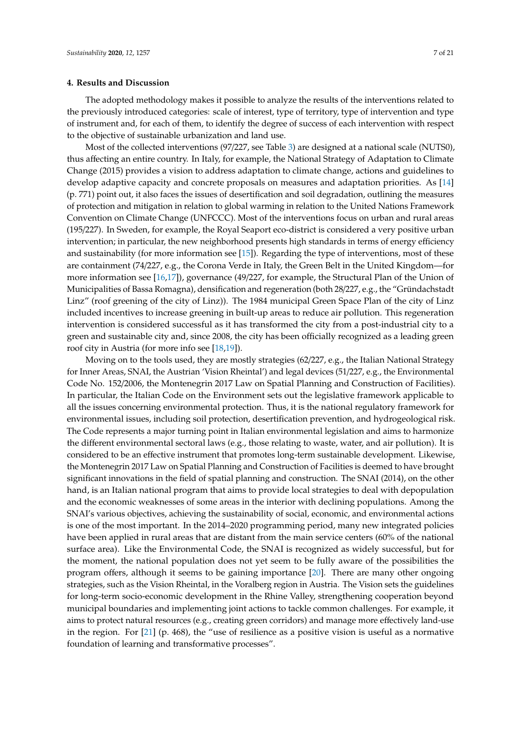## 4. Results and Discussion

The adopted methodology makes it possible to analyze the results of the interventions related to the previously introduced categories: scale of interest, type of territory, type of intervention and type of instrument and, for each of them, to identify the degree of success of each intervention with respect to the objective of sustainable urbanization and land use.

Most of the collected interventions (97/227, see Table 3) are designed at a national scale (NUTS0), thus affecting an entire country. In Italy, for example, the National Strategy of Adaptation to Climate Change (2015) provides a vision to address adaptation to climate change, actions and guidelines to develop adaptive capacity and concrete proposals on measures and adaptation priorities. As [14] (p. 771) point out, it also faces the issues of desertification and soil degradation, outlining the measures of protection and mitigation in relation to global warming in relation to the United Nations Framework Convention on Climate Change (UNFCCC). Most of the interventions focus on urban and rural areas (195/227). In Sweden, for example, the Royal Seaport eco-district is considered a very positive urban intervention; in particular, the new neighborhood presents high standards in terms of energy efficiency and sustainability (for more information see [15]). Regarding the type of interventions, most of these are containment (74/227, e.g., the Corona Verde in Italy, the Green Belt in the United Kingdom—for more information see [16,17]), governance (49/227, for example, the Structural Plan of the Union of Municipalities of Bassa Romagna), densification and regeneration (both 28/227, e.g., the "Gründachstadt Linz" (roof greening of the city of Linz)). The 1984 municipal Green Space Plan of the city of Linz included incentives to increase greening in built-up areas to reduce air pollution. This regeneration intervention is considered successful as it has transformed the city from a post-industrial city to a green and sustainable city and, since 2008, the city has been officially recognized as a leading green roof city in Austria (for more info see [18,19]).

Moving on to the tools used, they are mostly strategies (62/227, e.g., the Italian National Strategy for Inner Areas, SNAI, the Austrian 'Vision Rheintal') and legal devices (51/227, e.g., the Environmental Code No. 152/2006, the Montenegrin 2017 Law on Spatial Planning and Construction of Facilities). In particular, the Italian Code on the Environment sets out the legislative framework applicable to all the issues concerning environmental protection. Thus, it is the national regulatory framework for environmental issues, including soil protection, desertification prevention, and hydrogeological risk. The Code represents a major turning point in Italian environmental legislation and aims to harmonize the different environmental sectoral laws (e.g., those relating to waste, water, and air pollution). It is considered to be an effective instrument that promotes long-term sustainable development. Likewise, the Montenegrin 2017 Law on Spatial Planning and Construction of Facilities is deemed to have brought significant innovations in the field of spatial planning and construction. The SNAI (2014), on the other hand, is an Italian national program that aims to provide local strategies to deal with depopulation and the economic weaknesses of some areas in the interior with declining populations. Among the SNAI's various objectives, achieving the sustainability of social, economic, and environmental actions is one of the most important. In the 2014–2020 programming period, many new integrated policies have been applied in rural areas that are distant from the main service centers (60% of the national surface area). Like the Environmental Code, the SNAI is recognized as widely successful, but for the moment, the national population does not yet seem to be fully aware of the possibilities the program offers, although it seems to be gaining importance [20]. There are many other ongoing strategies, such as the Vision Rheintal, in the Voralberg region in Austria. The Vision sets the guidelines for long-term socio-economic development in the Rhine Valley, strengthening cooperation beyond municipal boundaries and implementing joint actions to tackle common challenges. For example, it aims to protect natural resources (e.g., creating green corridors) and manage more effectively land-use in the region. For [21] (p. 468), the "use of resilience as a positive vision is useful as a normative foundation of learning and transformative processes".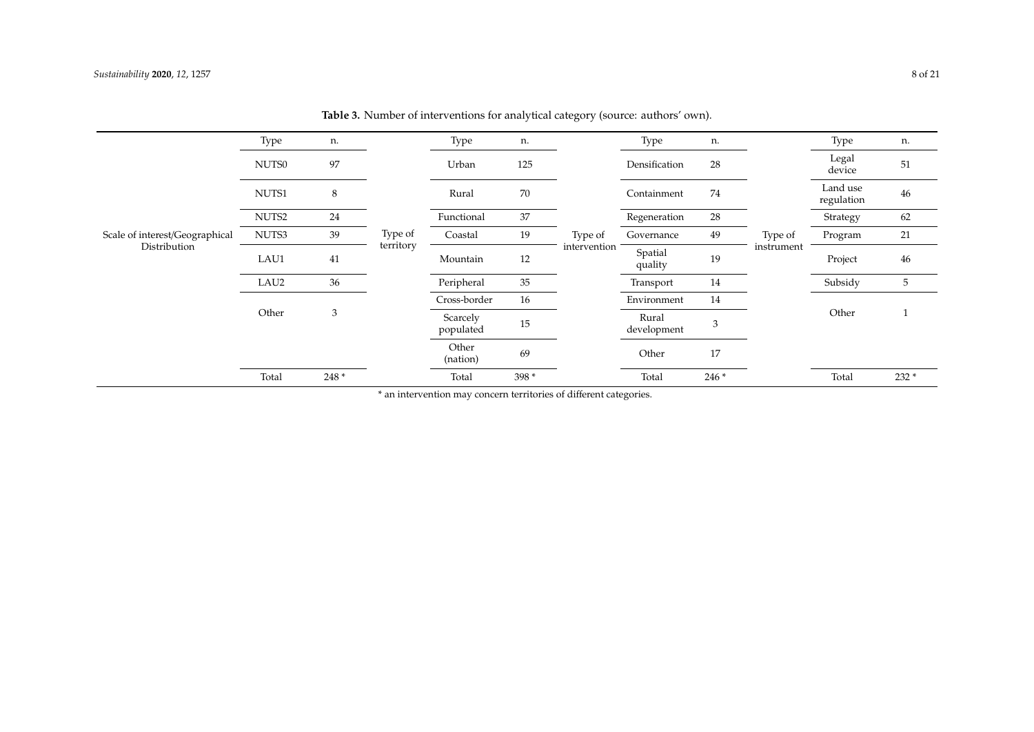**Table 3.** Number of interventions for analytical category (source: authors' own).

| | Type | n. | | Type | n. | | Type | n. | | Type | n. |
|---|---|---|---|---|---|---|---|---|---|---|---|
| Scale of interest/Geographical Distribution | NUTS0 | 97 | Type of territory | Urban | 125 | Type of intervention | Densification | 28 | Type of instrument | Legal device | 51 |
| | NUTS1 | 8 | | Rural | 70 | | Containment | 74 | | Land use regulation | 46 |
| | NUTS2 | 24 | | Functional | 37 | | Regeneration | 28 | | Strategy | 62 |
| | NUTS3 | 39 | | Coastal | 19 | | Governance | 49 | | Program | 21 |
| | LAU1 | 41 | | Mountain | 12 | | Spatial quality | 19 | | Project | 46 |
| | LAU2 | 36 | | Peripheral | 35 | | Transport | 14 | | Subsidy | 5 |
| | Other | 3 | | Cross-border | 16 | | Environment | 14 | | Other | 1 |
| | | | | Scarcely populated | 15 | | Rural development | 3 | | | |
| | | | | Other (nation) | 69 | | Other | 17 | | | |
| | Total | 248 * | | Total | 398 * | | Total | 246 * | | Total | 232 * |

* an intervention may concern territories of different categories.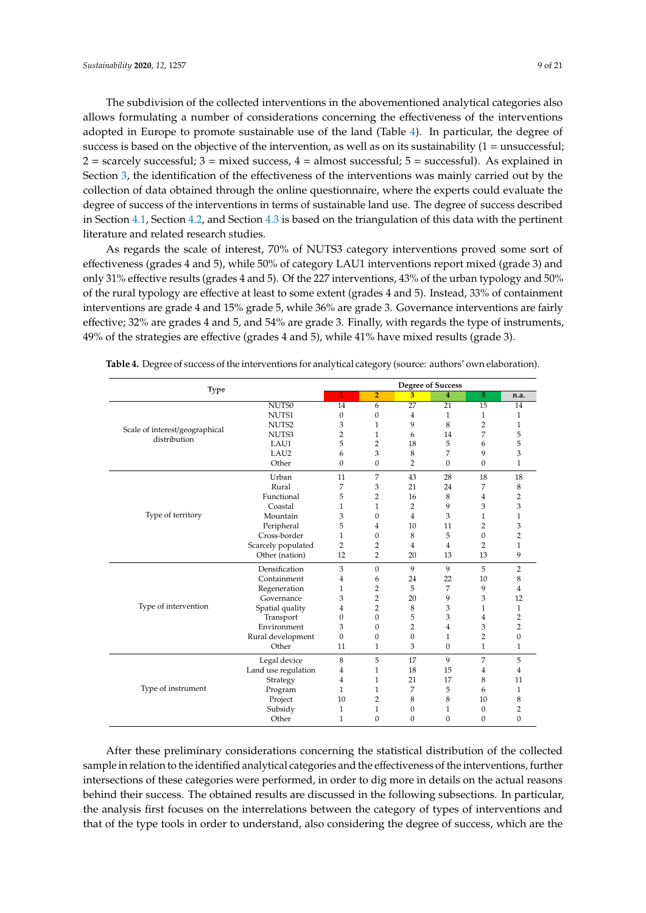The subdivision of the collected interventions in the abovementioned analytical categories also allows formulating a number of considerations concerning the effectiveness of the interventions adopted in Europe to promote sustainable use of the land (Table 4). In particular, the degree of success is based on the objective of the intervention, as well as on its sustainability (1 = unsuccessful; 2 = scarcely successful; 3 = mixed success, 4 = almost successful; 5 = successful). As explained in Section 3, the identification of the effectiveness of the interventions was mainly carried out by the collection of data obtained through the online questionnaire, where the experts could evaluate the degree of success of the interventions in terms of sustainable land use. The degree of success described in Section 4.1, Section 4.2, and Section 4.3 is based on the triangulation of this data with the pertinent literature and related research studies.

As regards the scale of interest, 70% of NUTS3 category interventions proved some sort of effectiveness (grades 4 and 5), while 50% of category LAU1 interventions report mixed (grade 3) and only 31% effective results (grades 4 and 5). Of the 227 interventions, 43% of the urban typology and 50% of the rural typology are effective at least to some extent (grades 4 and 5). Instead, 33% of containment interventions are grade 4 and 15% grade 5, while 36% are grade 3. Governance interventions are fairly effective; 32% are grades 4 and 5, and 54% are grade 3. Finally, with regards the type of instruments, 49% of the strategies are effective (grades 4 and 5), while 41% have mixed results (grade 3).

**Table 4.** Degree of success of the interventions for analytical category (source: authors' own elaboration).

| Type | | Degree of Success | | | | | |
|---|---|---|---|---|---|---|---|
| | | 1 | 2 | 3 | 4 | 5 | n.a. |
| Scale of interest/geographical distribution | NUTS0 | 14 | 6 | 27 | 21 | 15 | 14 |
| | NUTS1 | 0 | 0 | 4 | 1 | 1 | 1 |
| | NUTS2 | 3 | 1 | 9 | 8 | 2 | 1 |
| | NUTS3 | 2 | 1 | 6 | 14 | 7 | 5 |
| | LAU1 | 5 | 2 | 18 | 5 | 6 | 5 |
| | LAU2 | 6 | 3 | 8 | 7 | 9 | 3 |
| | Other | 0 | 0 | 2 | 0 | 0 | 1 |
| Type of territory | Urban | 11 | 7 | 43 | 28 | 18 | 18 |
| | Rural | 7 | 3 | 21 | 24 | 7 | 8 |
| | Functional | 5 | 2 | 16 | 8 | 4 | 2 |
| | Coastal | 1 | 1 | 2 | 9 | 3 | 3 |
| | Mountain | 3 | 0 | 4 | 3 | 1 | 1 |
| | Peripheral | 5 | 4 | 10 | 11 | 2 | 3 |
| | Cross-border | 1 | 0 | 8 | 5 | 0 | 2 |
| | Scarcely populated | 2 | 2 | 4 | 4 | 2 | 1 |
| | Other (nation) | 12 | 2 | 20 | 13 | 13 | 9 |
| Type of intervention | Densification | 3 | 0 | 9 | 9 | 5 | 2 |
| | Containment | 4 | 6 | 24 | 22 | 10 | 8 |
| | Regeneration | 1 | 2 | 5 | 7 | 9 | 4 |
| | Governance | 3 | 2 | 20 | 9 | 3 | 12 |
| | Spatial quality | 4 | 2 | 8 | 3 | 1 | 1 |
| | Transport | 0 | 0 | 5 | 3 | 4 | 2 |
| | Environment | 3 | 0 | 2 | 4 | 3 | 2 |
| | Rural development | 0 | 0 | 0 | 1 | 2 | 0 |
| | Other | 11 | 1 | 3 | 0 | 1 | 1 |
| Type of instrument | Legal device | 8 | 5 | 17 | 9 | 7 | 5 |
| | Land use regulation | 4 | 1 | 18 | 15 | 4 | 4 |
| | Strategy | 4 | 1 | 21 | 17 | 8 | 11 |
| | Program | 1 | 1 | 7 | 5 | 6 | 1 |
| | Project | 10 | 2 | 8 | 8 | 10 | 8 |
| | Subsidy | 1 | 1 | 0 | 1 | 0 | 2 |
| | Other | 1 | 0 | 0 | 0 | 0 | 0 |

After these preliminary considerations concerning the statistical distribution of the collected sample in relation to the identified analytical categories and the effectiveness of the interventions, further intersections of these categories were performed, in order to dig more in details on the actual reasons behind their success. The obtained results are discussed in the following subsections. In particular, the analysis first focuses on the interrelations between the category of types of interventions and that of the type tools in order to understand, also considering the degree of success, which are the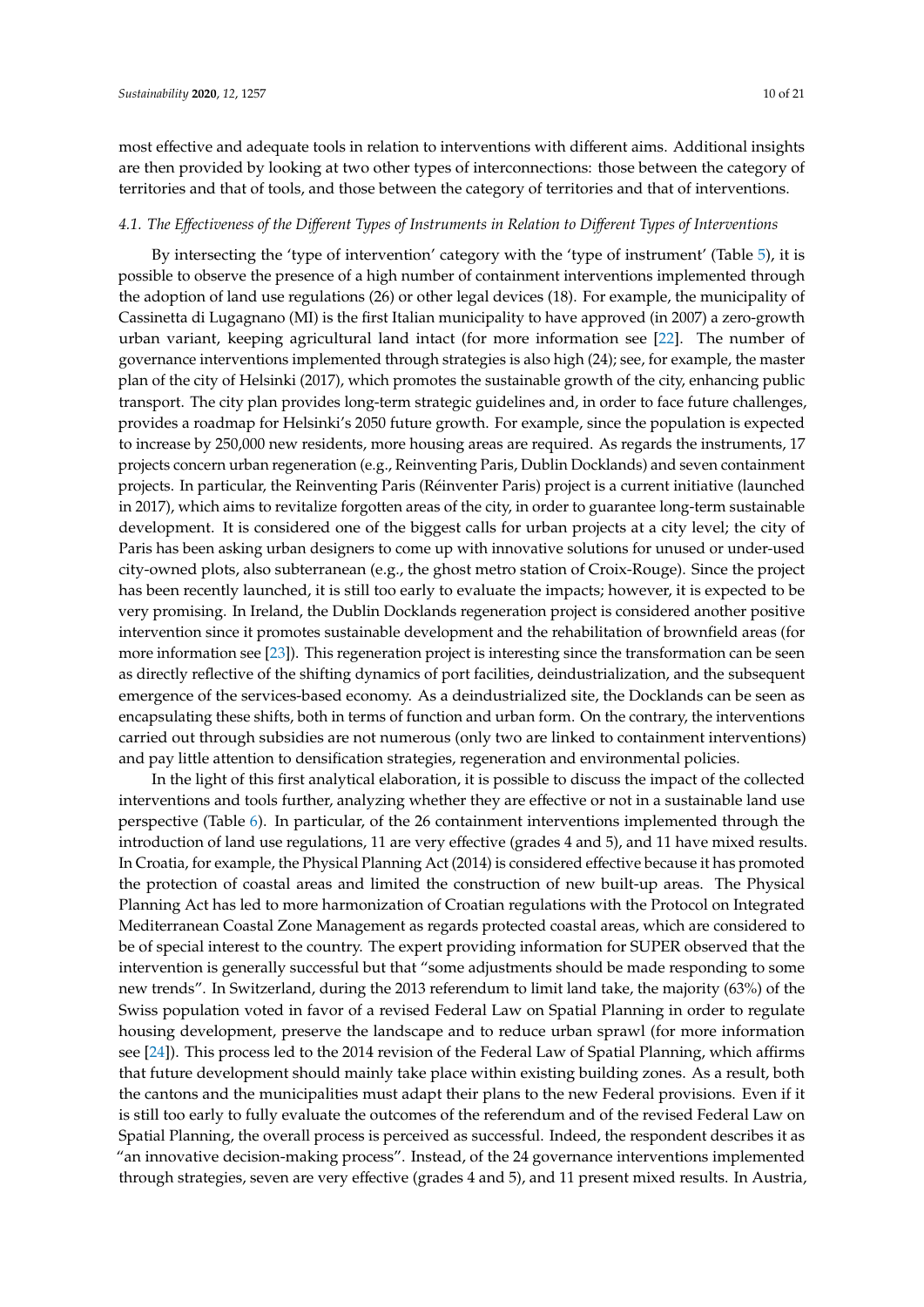most effective and adequate tools in relation to interventions with different aims. Additional insights are then provided by looking at two other types of interconnections: those between the category of territories and that of tools, and those between the category of territories and that of interventions.

### *4.1. The Effectiveness of the Different Types of Instruments in Relation to Different Types of Interventions*

By intersecting the 'type of intervention' category with the 'type of instrument' (Table 5), it is possible to observe the presence of a high number of containment interventions implemented through the adoption of land use regulations (26) or other legal devices (18). For example, the municipality of Cassinetta di Lugagnano (MI) is the first Italian municipality to have approved (in 2007) a zero-growth urban variant, keeping agricultural land intact (for more information see [22]. The number of governance interventions implemented through strategies is also high (24); see, for example, the master plan of the city of Helsinki (2017), which promotes the sustainable growth of the city, enhancing public transport. The city plan provides long-term strategic guidelines and, in order to face future challenges, provides a roadmap for Helsinki's 2050 future growth. For example, since the population is expected to increase by 250,000 new residents, more housing areas are required. As regards the instruments, 17 projects concern urban regeneration (e.g., Reinventing Paris, Dublin Docklands) and seven containment projects. In particular, the Reinventing Paris (Réinventer Paris) project is a current initiative (launched in 2017), which aims to revitalize forgotten areas of the city, in order to guarantee long-term sustainable development. It is considered one of the biggest calls for urban projects at a city level; the city of Paris has been asking urban designers to come up with innovative solutions for unused or under-used city-owned plots, also subterranean (e.g., the ghost metro station of Croix-Rouge). Since the project has been recently launched, it is still too early to evaluate the impacts; however, it is expected to be very promising. In Ireland, the Dublin Docklands regeneration project is considered another positive intervention since it promotes sustainable development and the rehabilitation of brownfield areas (for more information see [23]). This regeneration project is interesting since the transformation can be seen as directly reflective of the shifting dynamics of port facilities, deindustrialization, and the subsequent emergence of the services-based economy. As a deindustrialized site, the Docklands can be seen as encapsulating these shifts, both in terms of function and urban form. On the contrary, the interventions carried out through subsidies are not numerous (only two are linked to containment interventions) and pay little attention to densification strategies, regeneration and environmental policies.

In the light of this first analytical elaboration, it is possible to discuss the impact of the collected interventions and tools further, analyzing whether they are effective or not in a sustainable land use perspective (Table 6). In particular, of the 26 containment interventions implemented through the introduction of land use regulations, 11 are very effective (grades 4 and 5), and 11 have mixed results. In Croatia, for example, the Physical Planning Act (2014) is considered effective because it has promoted the protection of coastal areas and limited the construction of new built-up areas. The Physical Planning Act has led to more harmonization of Croatian regulations with the Protocol on Integrated Mediterranean Coastal Zone Management as regards protected coastal areas, which are considered to be of special interest to the country. The expert providing information for SUPER observed that the intervention is generally successful but that "some adjustments should be made responding to some new trends". In Switzerland, during the 2013 referendum to limit land take, the majority (63%) of the Swiss population voted in favor of a revised Federal Law on Spatial Planning in order to regulate housing development, preserve the landscape and to reduce urban sprawl (for more information see [24]). This process led to the 2014 revision of the Federal Law of Spatial Planning, which affirms that future development should mainly take place within existing building zones. As a result, both the cantons and the municipalities must adapt their plans to the new Federal provisions. Even if it is still too early to fully evaluate the outcomes of the referendum and of the revised Federal Law on Spatial Planning, the overall process is perceived as successful. Indeed, the respondent describes it as "an innovative decision-making process". Instead, of the 24 governance interventions implemented through strategies, seven are very effective (grades 4 and 5), and 11 present mixed results. In Austria,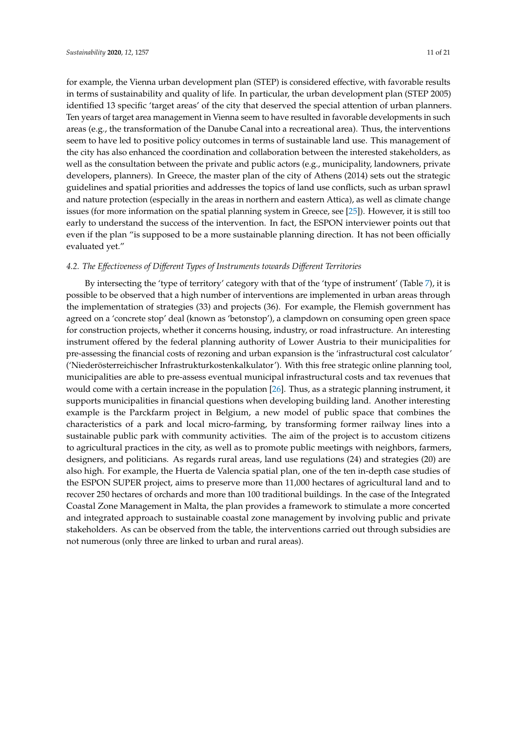for example, the Vienna urban development plan (STEP) is considered effective, with favorable results in terms of sustainability and quality of life. In particular, the urban development plan (STEP 2005) identified 13 specific 'target areas' of the city that deserved the special attention of urban planners. Ten years of target area management in Vienna seem to have resulted in favorable developments in such areas (e.g., the transformation of the Danube Canal into a recreational area). Thus, the interventions seem to have led to positive policy outcomes in terms of sustainable land use. This management of the city has also enhanced the coordination and collaboration between the interested stakeholders, as well as the consultation between the private and public actors (e.g., municipality, landowners, private developers, planners). In Greece, the master plan of the city of Athens (2014) sets out the strategic guidelines and spatial priorities and addresses the topics of land use conflicts, such as urban sprawl and nature protection (especially in the areas in northern and eastern Attica), as well as climate change issues (for more information on the spatial planning system in Greece, see [25]). However, it is still too early to understand the success of the intervention. In fact, the ESPON interviewer points out that even if the plan "is supposed to be a more sustainable planning direction. It has not been officially evaluated yet."

### *4.2. The Effectiveness of Different Types of Instruments towards Different Territories*

By intersecting the 'type of territory' category with that of the 'type of instrument' (Table 7), it is possible to be observed that a high number of interventions are implemented in urban areas through the implementation of strategies (33) and projects (36). For example, the Flemish government has agreed on a 'concrete stop' deal (known as 'betonstop'), a clampdown on consuming open green space for construction projects, whether it concerns housing, industry, or road infrastructure. An interesting instrument offered by the federal planning authority of Lower Austria to their municipalities for pre-assessing the financial costs of rezoning and urban expansion is the 'infrastructural cost calculator' ('Niederösterreichischer Infrastrukturkostenkalkulator'). With this free strategic online planning tool, municipalities are able to pre-assess eventual municipal infrastructural costs and tax revenues that would come with a certain increase in the population [26]. Thus, as a strategic planning instrument, it supports municipalities in financial questions when developing building land. Another interesting example is the Parckfarm project in Belgium, a new model of public space that combines the characteristics of a park and local micro-farming, by transforming former railway lines into a sustainable public park with community activities. The aim of the project is to accustom citizens to agricultural practices in the city, as well as to promote public meetings with neighbors, farmers, designers, and politicians. As regards rural areas, land use regulations (24) and strategies (20) are also high. For example, the Huerta de Valencia spatial plan, one of the ten in-depth case studies of the ESPON SUPER project, aims to preserve more than 11,000 hectares of agricultural land and to recover 250 hectares of orchards and more than 100 traditional buildings. In the case of the Integrated Coastal Zone Management in Malta, the plan provides a framework to stimulate a more concerted and integrated approach to sustainable coastal zone management by involving public and private stakeholders. As can be observed from the table, the interventions carried out through subsidies are not numerous (only three are linked to urban and rural areas).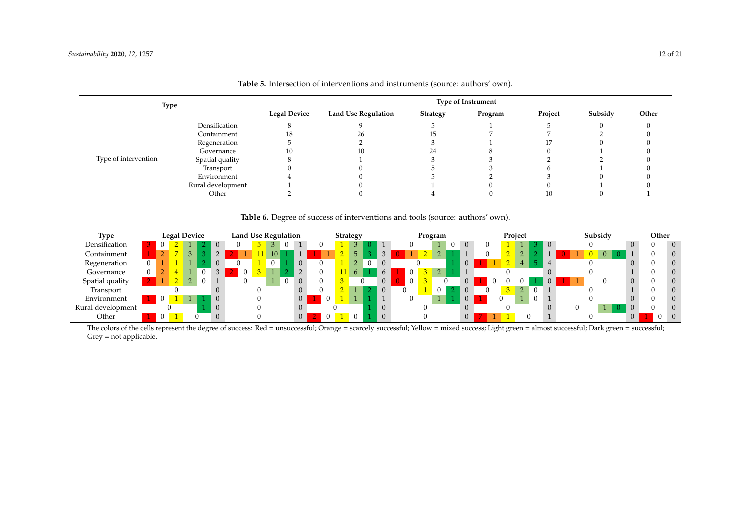**Table 5.** Intersection of interventions and instruments (source: authors' own).

| Type | | Type of Instrument | | | | | | |
|---|---|---|---|---|---|---|---|---|
| | | Legal Device | Land Use Regulation | Strategy | Program | Project | Subsidy | Other |
| Type of intervention | Densification | 8 | 9 | 5 | 1 | 5 | 0 | 0 |
| | Containment | 18 | 26 | 15 | 7 | 7 | 2 | 0 |
| | Regeneration | 5 | 2 | 3 | 1 | 17 | 0 | 0 |
| | Governance | 10 | 10 | 24 | 8 | 0 | 1 | 0 |
| | Spatial quality | 8 | 1 | 3 | 3 | 2 | 2 | 0 |
| | Transport | 0 | 0 | 5 | 3 | 6 | 1 | 0 |
| | Environment | 4 | 0 | 5 | 2 | 3 | 0 | 0 |
| | Rural development | 1 | 0 | 1 | 0 | 0 | 1 | 0 |
| | Other | 2 | 0 | 4 | 0 | 10 | 0 | 1 |

**Table 6.** Degree of success of interventions and tools (source: authors' own).

| Type | Legal Device | | | | | | Land Use Regulation | | | | | | Strategy | | | | | | Program | | | | | | Project | | | | | | Subsidy | | | | | | Other | | | | | |
|---|---|---|---|---|---|---|---|---|---|---|---|---|---|---|---|---|---|---|---|---|---|---|---|---|---|---|---|---|---|---|---|---|---|---|---|---|---|---|---|---|---|---|
| | Red | Orange | Yellow | Light green | Dark green | Grey | Red | Orange | Yellow | Light green | Dark green | Grey | Red | Orange | Yellow | Light green | Dark green | Grey | Red | Orange | Yellow | Light green | Dark green | Grey | Red | Orange | Yellow | Light green | Dark green | Grey | Red | Orange | Yellow | Light green | Dark green | Grey | Red | Orange | Yellow | Light green | Dark green | Grey |
| Densification | 3 | 0 | 2 | 1 | 2 | 0 | 0 | | 5 | 3 | 0 | 1 | 0 | | 1 | 3 | 0 | 1 | 0 | | | 1 | 0 | 0 | 0 | | 1 | 1 | 3 | 0 | 0 | | | | | 0 | 0 | | | | | 0 |
| Containment | 1 | 2 | 7 | 3 | 3 | 2 | 2 | 1 | 11 | 10 | 1 | 1 | 1 | 1 | 2 | 5 | 3 | 3 | 0 | 1 | 2 | 2 | 1 | 1 | 0 | | 2 | 2 | 2 | 1 | 0 | 1 | 0 | 0 | 0 | 1 | 0 | | | | | 0 |
| Regeneration | 0 | 1 | 1 | 1 | 2 | 0 | 0 | | 1 | 0 | 1 | 0 | 0 | | 1 | 2 | 0 | 0 | 0 | | | | 1 | 0 | 1 | 1 | 2 | 4 | 5 | 4 | 0 | | | | | 0 | 0 | | | | | 0 |
| Governance | 0 | 2 | 4 | 1 | 0 | 3 | 2 | 0 | 3 | 1 | 2 | 2 | 0 | | 11 | 6 | 1 | 6 | 1 | 0 | 3 | 2 | 1 | 1 | 0 | | | | | 0 | 0 | | | | | 1 | 0 | | | | | 0 |
| Spatial quality | 2 | 1 | 2 | 2 | 0 | 1 | 0 | | | 1 | 0 | 0 | 0 | | 3 | 0 | | 0 | 0 | 0 | 3 | 0 | | 0 | 1 | 0 | 0 | 0 | 1 | 0 | 1 | 1 | 0 | | | 0 | 0 | | | | | 0 |
| Transport | 0 | | | | | 0 | 0 | | | | | 0 | 0 | | 2 | 1 | 2 | 0 | 0 | | 1 | 0 | 2 | 0 | 0 | | 3 | 2 | 0 | 1 | 0 | | | | | 1 | 0 | | | | | 0 |
| Environment | 1 | 0 | 1 | 1 | 1 | 0 | 0 | | | | | 0 | 1 | 0 | 1 | 1 | 1 | 1 | 0 | | | 1 | 1 | 0 | 1 | 0 | | 1 | 0 | 1 | 0 | | | | | 0 | 0 | | | | | 0 |
| Rural development | 0 | | | | 1 | 0 | 0 | | | | | 0 | 0 | | | | 1 | 0 | 0 | | | | | 0 | 0 | | | | | 0 | 0 | | | 1 | 0 | 0 | 0 | | | | | 0 |
| Other | 1 | 0 | 1 | 0 | | 0 | 0 | | | | | 0 | 2 | 0 | 1 | 0 | 1 | 0 | 0 | | | | | 0 | 7 | 1 | 1 | 0 | | 1 | 0 | | | | | 0 | 1 | 0 | | | | 0 |

The colors of the cells represent the degree of success: Red = unsuccessful; Orange = scarcely successful; Yellow = mixed success; Light green = almost successful; Dark green = successful; Grey = not applicable.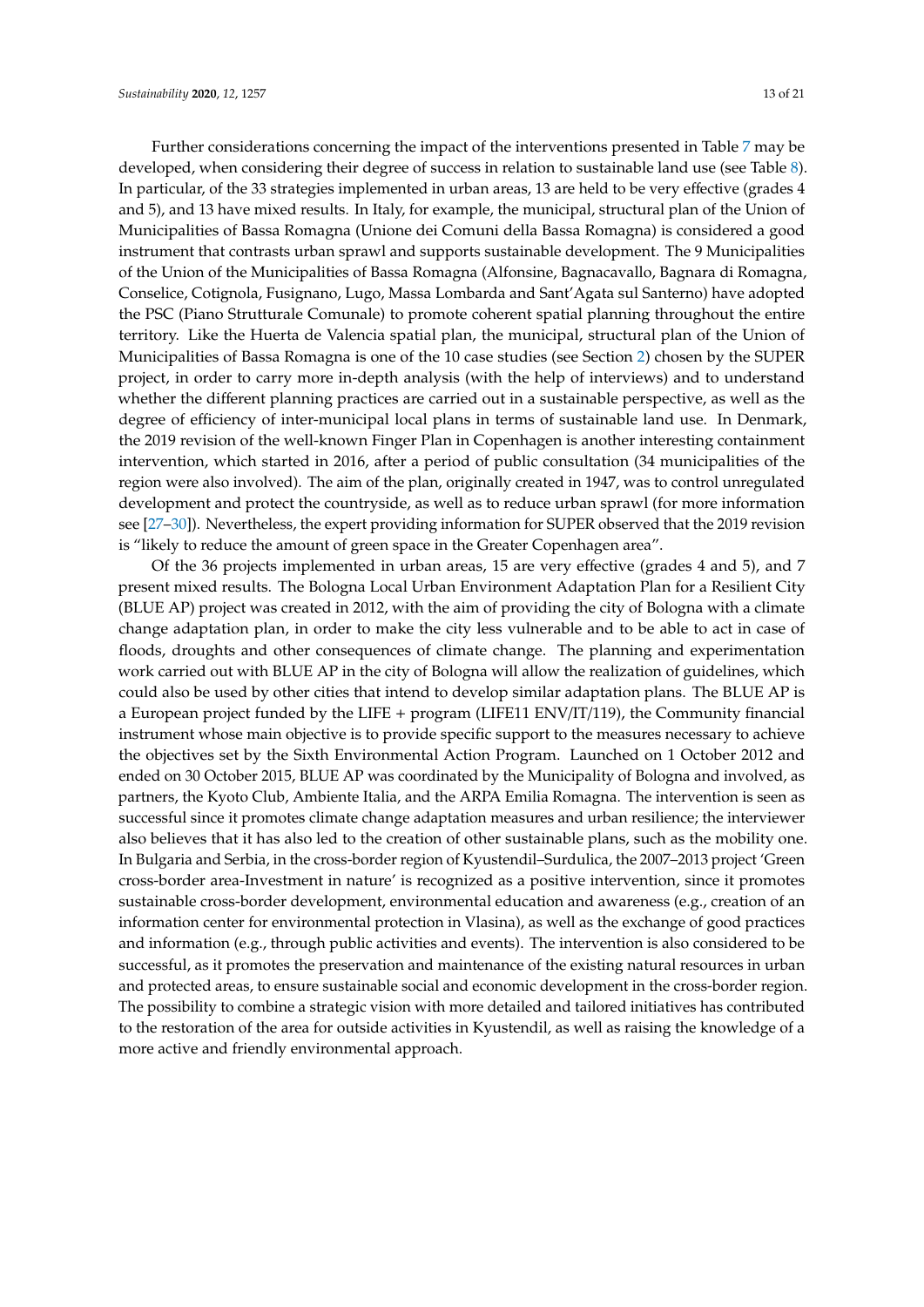Further considerations concerning the impact of the interventions presented in Table 7 may be developed, when considering their degree of success in relation to sustainable land use (see Table 8). In particular, of the 33 strategies implemented in urban areas, 13 are held to be very effective (grades 4 and 5), and 13 have mixed results. In Italy, for example, the municipal, structural plan of the Union of Municipalities of Bassa Romagna (Unione dei Comuni della Bassa Romagna) is considered a good instrument that contrasts urban sprawl and supports sustainable development. The 9 Municipalities of the Union of the Municipalities of Bassa Romagna (Alfonsine, Bagnacavallo, Bagnara di Romagna, Conselice, Cotignola, Fusignano, Lugo, Massa Lombarda and Sant'Agata sul Santerno) have adopted the PSC (Piano Strutturale Comunale) to promote coherent spatial planning throughout the entire territory. Like the Huerta de Valencia spatial plan, the municipal, structural plan of the Union of Municipalities of Bassa Romagna is one of the 10 case studies (see Section 2) chosen by the SUPER project, in order to carry more in-depth analysis (with the help of interviews) and to understand whether the different planning practices are carried out in a sustainable perspective, as well as the degree of efficiency of inter-municipal local plans in terms of sustainable land use. In Denmark, the 2019 revision of the well-known Finger Plan in Copenhagen is another interesting containment intervention, which started in 2016, after a period of public consultation (34 municipalities of the region were also involved). The aim of the plan, originally created in 1947, was to control unregulated development and protect the countryside, as well as to reduce urban sprawl (for more information see [27–30]). Nevertheless, the expert providing information for SUPER observed that the 2019 revision is "likely to reduce the amount of green space in the Greater Copenhagen area".

Of the 36 projects implemented in urban areas, 15 are very effective (grades 4 and 5), and 7 present mixed results. The Bologna Local Urban Environment Adaptation Plan for a Resilient City (BLUE AP) project was created in 2012, with the aim of providing the city of Bologna with a climate change adaptation plan, in order to make the city less vulnerable and to be able to act in case of floods, droughts and other consequences of climate change. The planning and experimentation work carried out with BLUE AP in the city of Bologna will allow the realization of guidelines, which could also be used by other cities that intend to develop similar adaptation plans. The BLUE AP is a European project funded by the LIFE + program (LIFE11 ENV/IT/119), the Community financial instrument whose main objective is to provide specific support to the measures necessary to achieve the objectives set by the Sixth Environmental Action Program. Launched on 1 October 2012 and ended on 30 October 2015, BLUE AP was coordinated by the Municipality of Bologna and involved, as partners, the Kyoto Club, Ambiente Italia, and the ARPA Emilia Romagna. The intervention is seen as successful since it promotes climate change adaptation measures and urban resilience; the interviewer also believes that it has also led to the creation of other sustainable plans, such as the mobility one. In Bulgaria and Serbia, in the cross-border region of Kyustendil–Surdulica, the 2007–2013 project 'Green cross-border area-Investment in nature' is recognized as a positive intervention, since it promotes sustainable cross-border development, environmental education and awareness (e.g., creation of an information center for environmental protection in Vlasina), as well as the exchange of good practices and information (e.g., through public activities and events). The intervention is also considered to be successful, as it promotes the preservation and maintenance of the existing natural resources in urban and protected areas, to ensure sustainable social and economic development in the cross-border region. The possibility to combine a strategic vision with more detailed and tailored initiatives has contributed to the restoration of the area for outside activities in Kyustendil, as well as raising the knowledge of a more active and friendly environmental approach.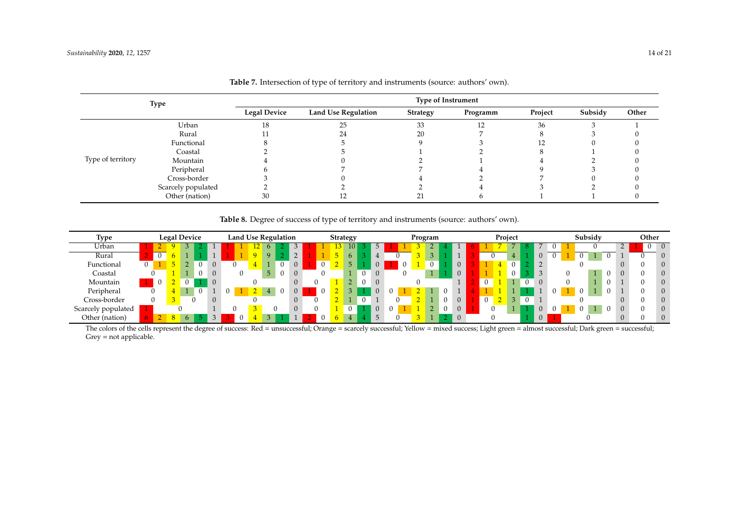**Table 7.** Intersection of type of territory and instruments (source: authors' own).

| Type | | Type of Instrument | | | | | | |
|---|---|---|---|---|---|---|---|---|
| | | Legal Device | Land Use Regulation | Strategy | Programm | Project | Subsidy | Other |
| Type of territory | Urban | 18 | 25 | 33 | 12 | 36 | 3 | 1 |
| | Rural | 11 | 24 | 20 | 7 | 8 | 3 | 0 |
| | Functional | 8 | 5 | 9 | 3 | 12 | 0 | 0 |
| | Coastal | 2 | 5 | 1 | 2 | 8 | 1 | 0 |
| | Mountain | 4 | 0 | 2 | 1 | 4 | 2 | 0 |
| | Peripheral | 6 | 7 | 7 | 4 | 9 | 3 | 0 |
| | Cross-border | 3 | 0 | 4 | 2 | 7 | 0 | 0 |
| | Scarcely populated | 2 | 2 | 2 | 4 | 3 | 2 | 0 |
| | Other (nation) | 30 | 12 | 21 | 6 | 1 | 1 | 0 |

**Table 8.** Degree of success of type of territory and instruments (source: authors' own).

| Type | Legal Device | | | | | | Land Use Regulation | | | | | | Strategy | | | | | | Program | | | | | | Project | | | | | | Subsidy | | | | | | Other | | | | | |
|---|---|---|---|---|---|---|---|---|---|---|---|---|---|---|---|---|---|---|---|---|---|---|---|---|---|---|---|---|---|---|---|---|---|---|---|---|---|---|---|---|---|---|
| | Red | Orange | Yellow | Light green | Dark green | Grey | Red | Orange | Yellow | Light green | Dark green | Grey | Red | Orange | Yellow | Light green | Dark green | Grey | Red | Orange | Yellow | Light green | Dark green | Grey | Red | Orange | Yellow | Light green | Dark green | Grey | Red | Orange | Yellow | Light green | Dark green | Grey | Red | Orange | Yellow | Light green | Dark green | Grey |
| Urban | 1 | 2 | 9 | 3 | 2 | 1 | 1 | 1 | 12 | 6 | 2 | 3 | 1 | 1 | 13 | 10 | 3 | 5 | 1 | 1 | 3 | 2 | 4 | 1 | 6 | 1 | 7 | 7 | 8 | 7 | 0 | 1 | 0 | | | 2 | 1 | 0 | | | | 0 |
| Rural | 2 | 0 | 6 | 1 | 1 | 1 | 1 | 1 | 9 | 9 | 2 | 2 | 1 | 1 | 5 | 6 | 3 | 4 | 0 | | 3 | 3 | 1 | 1 | 3 | 0 | | 4 | 1 | 0 | 0 | 1 | 0 | 1 | 0 | 1 | 0 | | | | | 0 |
| Functional | 0 | 1 | 5 | 2 | 0 | 0 | 0 | | 4 | 1 | 0 | 0 | 1 | 0 | 2 | 5 | 1 | 0 | 1 | 0 | 1 | 0 | 1 | 0 | 3 | 1 | 4 | 0 | 2 | 2 | 0 | | | | | 0 | 0 | | | | | 0 |
| Coastal | 0 | | 1 | 1 | 0 | 0 | 0 | | | 5 | 0 | 0 | 0 | | | 1 | 0 | 0 | 0 | | | 1 | 1 | 0 | 1 | 1 | 1 | 0 | 3 | 3 | 0 | | | 1 | 0 | 0 | 0 | | | | | 0 |
| Mountain | 1 | 0 | 2 | 0 | 1 | 0 | 0 | | | | | 0 | 0 | | 1 | 2 | 0 | 0 | 0 | | | | | 1 | 2 | 0 | 1 | 1 | 0 | 0 | 0 | | | 1 | 0 | 1 | 0 | | | | | 0 |
| Peripheral | 0 | | 4 | 1 | 0 | 1 | 0 | 1 | 2 | 4 | 0 | 0 | 1 | 0 | 2 | 3 | 1 | 0 | 0 | 1 | 2 | 1 | 0 | 1 | 4 | 1 | 1 | 1 | 1 | 1 | 0 | 1 | 0 | 1 | 0 | 1 | 0 | | | | | 0 |
| Cross-border | 0 | | 3 | 0 | | 0 | 0 | | | | | 0 | 0 | | 2 | 1 | 0 | 1 | 0 | | 2 | 1 | 0 | 0 | 1 | 0 | 2 | 3 | 0 | 1 | 0 | | | | | 0 | 0 | | | | | 0 |
| Scarcely populated | 1 | 0 | | | | 1 | 0 | | 3 | 0 | | 0 | 0 | | 1 | 0 | 1 | 0 | 0 | 1 | 1 | 2 | 0 | 0 | 1 | 0 | | 1 | 1 | 0 | 0 | 1 | 0 | 1 | 0 | 0 | 0 | | | | | 0 |
| Other (nation) | 6 | 2 | 8 | 6 | 5 | 3 | 3 | 0 | 4 | 3 | 1 | 1 | 2 | 0 | 6 | 4 | 4 | 5 | 0 | | 3 | 1 | 2 | 0 | 0 | | | | 1 | 0 | 1 | 0 | | | | 0 | 0 | | | | | 0 |

The colors of the cells represent the degree of success: Red = unsuccessful; Orange = scarcely successful; Yellow = mixed success; Light green = almost successful; Dark green = successful; Grey = not applicable.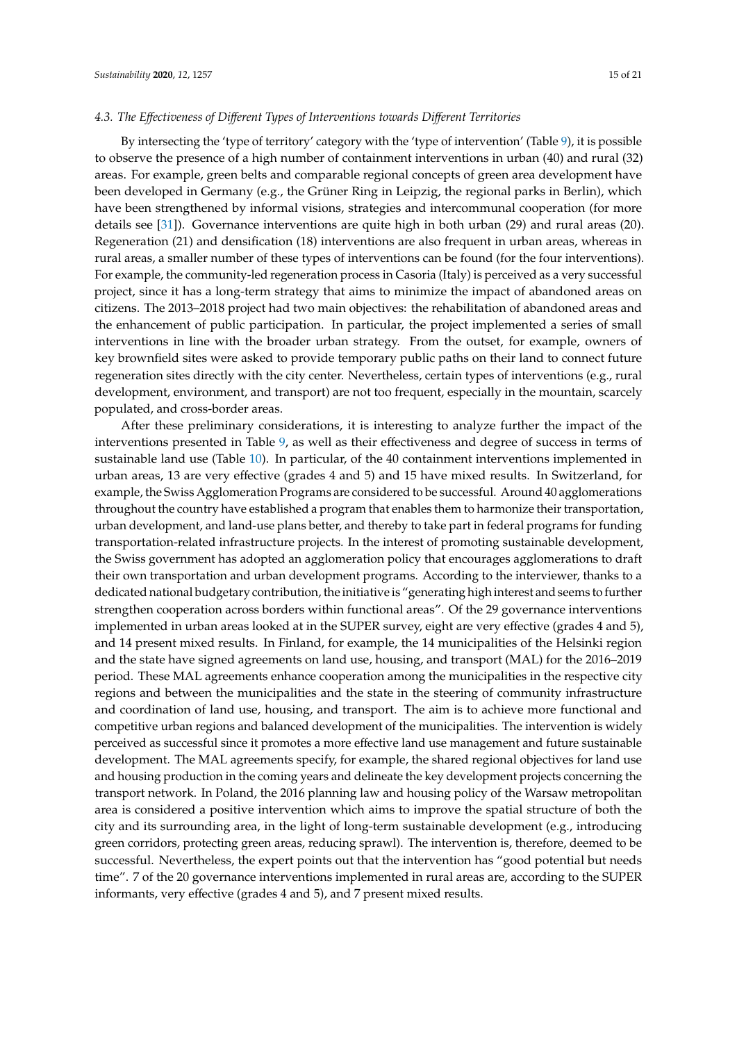### 4.3. The Effectiveness of Different Types of Interventions towards Different Territories

By intersecting the 'type of territory' category with the 'type of intervention' (Table 9), it is possible to observe the presence of a high number of containment interventions in urban (40) and rural (32) areas. For example, green belts and comparable regional concepts of green area development have been developed in Germany (e.g., the Grüner Ring in Leipzig, the regional parks in Berlin), which have been strengthened by informal visions, strategies and intercommunal cooperation (for more details see [31]). Governance interventions are quite high in both urban (29) and rural areas (20). Regeneration (21) and densification (18) interventions are also frequent in urban areas, whereas in rural areas, a smaller number of these types of interventions can be found (for the four interventions). For example, the community-led regeneration process in Casoria (Italy) is perceived as a very successful project, since it has a long-term strategy that aims to minimize the impact of abandoned areas on citizens. The 2013–2018 project had two main objectives: the rehabilitation of abandoned areas and the enhancement of public participation. In particular, the project implemented a series of small interventions in line with the broader urban strategy. From the outset, for example, owners of key brownfield sites were asked to provide temporary public paths on their land to connect future regeneration sites directly with the city center. Nevertheless, certain types of interventions (e.g., rural development, environment, and transport) are not too frequent, especially in the mountain, scarcely populated, and cross-border areas.

After these preliminary considerations, it is interesting to analyze further the impact of the interventions presented in Table 9, as well as their effectiveness and degree of success in terms of sustainable land use (Table 10). In particular, of the 40 containment interventions implemented in urban areas, 13 are very effective (grades 4 and 5) and 15 have mixed results. In Switzerland, for example, the Swiss Agglomeration Programs are considered to be successful. Around 40 agglomerations throughout the country have established a program that enables them to harmonize their transportation, urban development, and land-use plans better, and thereby to take part in federal programs for funding transportation-related infrastructure projects. In the interest of promoting sustainable development, the Swiss government has adopted an agglomeration policy that encourages agglomerations to draft their own transportation and urban development programs. According to the interviewer, thanks to a dedicated national budgetary contribution, the initiative is "generating high interest and seems to further strengthen cooperation across borders within functional areas". Of the 29 governance interventions implemented in urban areas looked at in the SUPER survey, eight are very effective (grades 4 and 5), and 14 present mixed results. In Finland, for example, the 14 municipalities of the Helsinki region and the state have signed agreements on land use, housing, and transport (MAL) for the 2016–2019 period. These MAL agreements enhance cooperation among the municipalities in the respective city regions and between the municipalities and the state in the steering of community infrastructure and coordination of land use, housing, and transport. The aim is to achieve more functional and competitive urban regions and balanced development of the municipalities. The intervention is widely perceived as successful since it promotes a more effective land use management and future sustainable development. The MAL agreements specify, for example, the shared regional objectives for land use and housing production in the coming years and delineate the key development projects concerning the transport network. In Poland, the 2016 planning law and housing policy of the Warsaw metropolitan area is considered a positive intervention which aims to improve the spatial structure of both the city and its surrounding area, in the light of long-term sustainable development (e.g., introducing green corridors, protecting green areas, reducing sprawl). The intervention is, therefore, deemed to be successful. Nevertheless, the expert points out that the intervention has "good potential but needs time". 7 of the 20 governance interventions implemented in rural areas are, according to the SUPER informants, very effective (grades 4 and 5), and 7 present mixed results.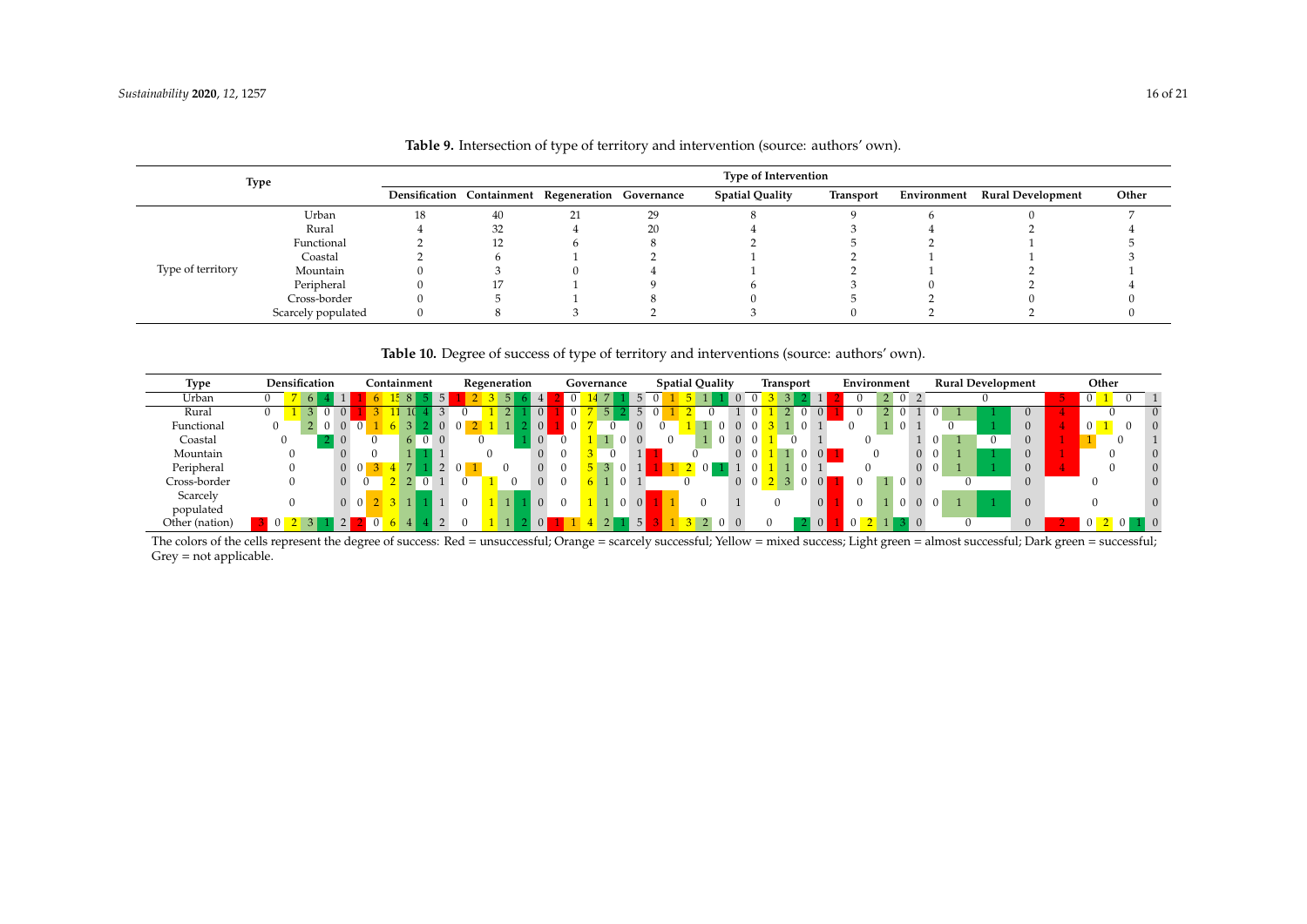**Table 9.** Intersection of type of territory and intervention (source: authors' own).

| Type | | Type of Intervention | | | | | | | | |
|---|---|---|---|---|---|---|---|---|---|---|
| | | Densification | Containment | Regeneration | Governance | Spatial Quality | Transport | Environment | Rural Development | Other |
| Type of territory | Urban | 18 | 40 | 21 | 29 | 8 | 9 | 6 | 0 | 7 |
| | Rural | 4 | 32 | 4 | 20 | 4 | 3 | 4 | 2 | 4 |
| | Functional | 2 | 12 | 6 | 8 | 2 | 5 | 2 | 1 | 5 |
| | Coastal | 2 | 6 | 1 | 2 | 1 | 2 | 1 | 1 | 3 |
| | Mountain | 0 | 3 | 0 | 4 | 1 | 2 | 1 | 2 | 1 |
| | Peripheral | 0 | 17 | 1 | 9 | 6 | 3 | 0 | 2 | 4 |
| | Cross-border | 0 | 5 | 1 | 8 | 0 | 5 | 2 | 0 | 0 |
| | Scarcely populated | 0 | 8 | 3 | 2 | 3 | 0 | 2 | 2 | 0 |

**Table 10.** Degree of success of type of territory and interventions (source: authors' own).

| Type | Densification | Containment | Regeneration | Governance | Spatial Quality | Transport | Environment | Rural Development | Other |
|---|---|---|---|---|---|---|---|---|---|
| Urban | 0 7 6 4 1 | 1 6 15 8 5 5 | 1 2 3 5 6 4 | 2 0 14 7 1 5 | 0 1 5 1 1 0 | 0 3 3 2 1 | 2 0 2 0 2 | 0 | 5 0 1 0 1 |
| Rural | 0 1 3 0 0 | 1 3 11 10 4 3 | 0 1 2 1 0 | 1 0 7 5 2 5 | 0 1 2 0 1 | 0 1 2 0 0 | 1 0 2 0 1 | 0 1 1 0 | 4 0 0 |
| Functional | 0 2 0 0 0 | 0 1 6 3 2 0 | 0 2 1 1 2 0 | 1 0 7 0 0 | 0 1 1 0 0 | 0 3 1 0 1 | 0 1 0 1 | 0 1 0 | 4 0 1 0 0 |
| Coastal | 0 2 0 | 0 6 0 0 | 0 1 0 | 0 1 1 0 0 | 0 1 0 0 | 0 1 0 1 | 0 1 | 0 1 0 0 | 1 1 0 1 |
| Mountain | 0 0 | 0 1 1 1 | 0 0 | 0 3 0 1 | 1 0 0 | 0 1 1 0 0 | 1 0 0 | 0 1 1 0 | 1 0 0 |
| Peripheral | 0 0 | 0 3 4 7 1 2 | 0 1 0 0 | 0 5 3 0 1 | 1 1 2 0 1 1 | 0 1 1 0 1 | 0 0 | 0 1 1 0 | 4 0 0 |
| Cross-border | 0 0 | 0 2 2 0 1 | 0 1 0 0 | 0 6 1 0 1 | 0 0 | 0 2 3 0 0 | 1 0 1 0 0 | 0 0 | 0 0 |
| Scarcely populated | 0 0 | 0 2 3 1 1 1 | 0 1 1 1 0 | 0 1 1 0 0 | 1 1 0 1 | 0 0 | 1 0 1 0 0 | 0 1 1 0 | 0 0 |
| Other (nation) | 3 0 2 3 1 2 | 2 0 6 4 4 2 | 0 1 1 2 0 | 1 1 4 2 1 5 | 3 1 3 2 0 0 | 0 2 0 | 1 0 2 1 3 0 | 0 0 | 2 0 2 0 1 0 |

The colors of the cells represent the degree of success: Red = unsuccessful; Orange = scarcely successful; Yellow = mixed success; Light green = almost successful; Dark green = successful; Grey = not applicable.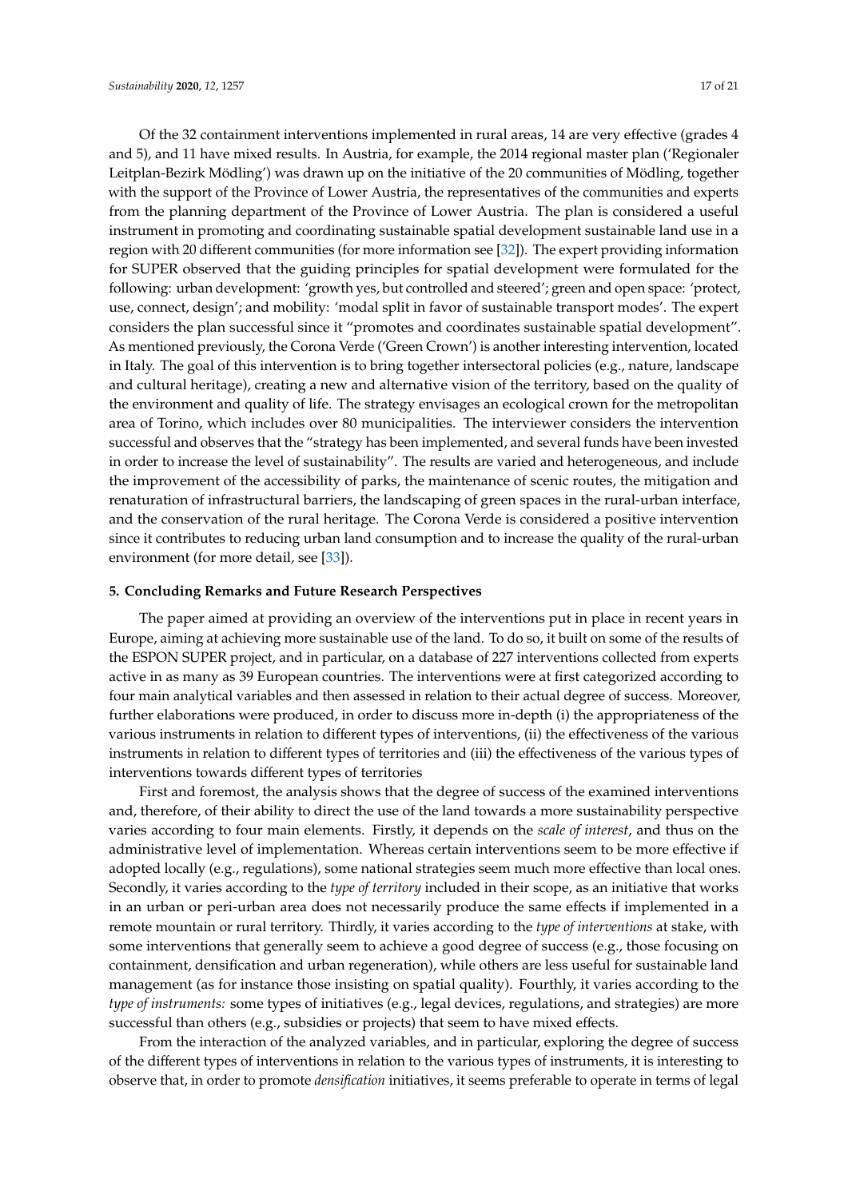Of the 32 containment interventions implemented in rural areas, 14 are very effective (grades 4 and 5), and 11 have mixed results. In Austria, for example, the 2014 regional master plan ('Regionaler Leitplan-Bezirk Mödling') was drawn up on the initiative of the 20 communities of Mödling, together with the support of the Province of Lower Austria, the representatives of the communities and experts from the planning department of the Province of Lower Austria. The plan is considered a useful instrument in promoting and coordinating sustainable spatial development sustainable land use in a region with 20 different communities (for more information see [32]). The expert providing information for SUPER observed that the guiding principles for spatial development were formulated for the following: urban development: 'growth yes, but controlled and steered'; green and open space: 'protect, use, connect, design'; and mobility: 'modal split in favor of sustainable transport modes'. The expert considers the plan successful since it "promotes and coordinates sustainable spatial development". As mentioned previously, the Corona Verde ('Green Crown') is another interesting intervention, located in Italy. The goal of this intervention is to bring together intersectoral policies (e.g., nature, landscape and cultural heritage), creating a new and alternative vision of the territory, based on the quality of the environment and quality of life. The strategy envisages an ecological crown for the metropolitan area of Torino, which includes over 80 municipalities. The interviewer considers the intervention successful and observes that the "strategy has been implemented, and several funds have been invested in order to increase the level of sustainability". The results are varied and heterogeneous, and include the improvement of the accessibility of parks, the maintenance of scenic routes, the mitigation and renaturation of infrastructural barriers, the landscaping of green spaces in the rural-urban interface, and the conservation of the rural heritage. The Corona Verde is considered a positive intervention since it contributes to reducing urban land consumption and to increase the quality of the rural-urban environment (for more detail, see [33]).

## 5. Concluding Remarks and Future Research Perspectives

The paper aimed at providing an overview of the interventions put in place in recent years in Europe, aiming at achieving more sustainable use of the land. To do so, it built on some of the results of the ESPON SUPER project, and in particular, on a database of 227 interventions collected from experts active in as many as 39 European countries. The interventions were at first categorized according to four main analytical variables and then assessed in relation to their actual degree of success. Moreover, further elaborations were produced, in order to discuss more in-depth (i) the appropriateness of the various instruments in relation to different types of interventions, (ii) the effectiveness of the various instruments in relation to different types of territories and (iii) the effectiveness of the various types of interventions towards different types of territories

First and foremost, the analysis shows that the degree of success of the examined interventions and, therefore, of their ability to direct the use of the land towards a more sustainability perspective varies according to four main elements. Firstly, it depends on the *scale of interest*, and thus on the administrative level of implementation. Whereas certain interventions seem to be more effective if adopted locally (e.g., regulations), some national strategies seem much more effective than local ones. Secondly, it varies according to the *type of territory* included in their scope, as an initiative that works in an urban or peri-urban area does not necessarily produce the same effects if implemented in a remote mountain or rural territory. Thirdly, it varies according to the *type of interventions* at stake, with some interventions that generally seem to achieve a good degree of success (e.g., those focusing on containment, densification and urban regeneration), while others are less useful for sustainable land management (as for instance those insisting on spatial quality). Fourthly, it varies according to the *type of instruments:* some types of initiatives (e.g., legal devices, regulations, and strategies) are more successful than others (e.g., subsidies or projects) that seem to have mixed effects.

From the interaction of the analyzed variables, and in particular, exploring the degree of success of the different types of interventions in relation to the various types of instruments, it is interesting to observe that, in order to promote *densification* initiatives, it seems preferable to operate in terms of legal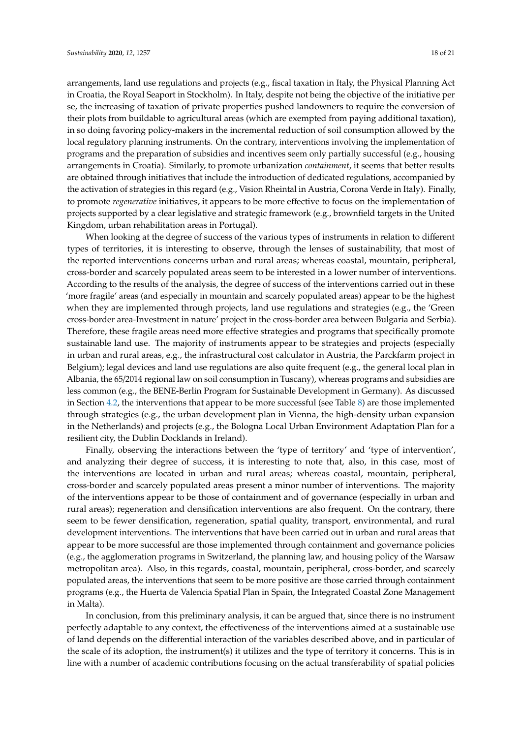arrangements, land use regulations and projects (e.g., fiscal taxation in Italy, the Physical Planning Act in Croatia, the Royal Seaport in Stockholm). In Italy, despite not being the objective of the initiative per se, the increasing of taxation of private properties pushed landowners to require the conversion of their plots from buildable to agricultural areas (which are exempted from paying additional taxation), in so doing favoring policy-makers in the incremental reduction of soil consumption allowed by the local regulatory planning instruments. On the contrary, interventions involving the implementation of programs and the preparation of subsidies and incentives seem only partially successful (e.g., housing arrangements in Croatia). Similarly, to promote urbanization *containment*, it seems that better results are obtained through initiatives that include the introduction of dedicated regulations, accompanied by the activation of strategies in this regard (e.g., Vision Rheintal in Austria, Corona Verde in Italy). Finally, to promote *regenerative* initiatives, it appears to be more effective to focus on the implementation of projects supported by a clear legislative and strategic framework (e.g., brownfield targets in the United Kingdom, urban rehabilitation areas in Portugal).

When looking at the degree of success of the various types of instruments in relation to different types of territories, it is interesting to observe, through the lenses of sustainability, that most of the reported interventions concerns urban and rural areas; whereas coastal, mountain, peripheral, cross-border and scarcely populated areas seem to be interested in a lower number of interventions. According to the results of the analysis, the degree of success of the interventions carried out in these 'more fragile' areas (and especially in mountain and scarcely populated areas) appear to be the highest when they are implemented through projects, land use regulations and strategies (e.g., the 'Green cross-border area-Investment in nature' project in the cross-border area between Bulgaria and Serbia). Therefore, these fragile areas need more effective strategies and programs that specifically promote sustainable land use. The majority of instruments appear to be strategies and projects (especially in urban and rural areas, e.g., the infrastructural cost calculator in Austria, the Parckfarm project in Belgium); legal devices and land use regulations are also quite frequent (e.g., the general local plan in Albania, the 65/2014 regional law on soil consumption in Tuscany), whereas programs and subsidies are less common (e.g., the BENE-Berlin Program for Sustainable Development in Germany). As discussed in Section 4.2, the interventions that appear to be more successful (see Table 8) are those implemented through strategies (e.g., the urban development plan in Vienna, the high-density urban expansion in the Netherlands) and projects (e.g., the Bologna Local Urban Environment Adaptation Plan for a resilient city, the Dublin Docklands in Ireland).

Finally, observing the interactions between the 'type of territory' and 'type of intervention', and analyzing their degree of success, it is interesting to note that, also, in this case, most of the interventions are located in urban and rural areas; whereas coastal, mountain, peripheral, cross-border and scarcely populated areas present a minor number of interventions. The majority of the interventions appear to be those of containment and of governance (especially in urban and rural areas); regeneration and densification interventions are also frequent. On the contrary, there seem to be fewer densification, regeneration, spatial quality, transport, environmental, and rural development interventions. The interventions that have been carried out in urban and rural areas that appear to be more successful are those implemented through containment and governance policies (e.g., the agglomeration programs in Switzerland, the planning law, and housing policy of the Warsaw metropolitan area). Also, in this regards, coastal, mountain, peripheral, cross-border, and scarcely populated areas, the interventions that seem to be more positive are those carried through containment programs (e.g., the Huerta de Valencia Spatial Plan in Spain, the Integrated Coastal Zone Management in Malta).

In conclusion, from this preliminary analysis, it can be argued that, since there is no instrument perfectly adaptable to any context, the effectiveness of the interventions aimed at a sustainable use of land depends on the differential interaction of the variables described above, and in particular of the scale of its adoption, the instrument(s) it utilizes and the type of territory it concerns. This is in line with a number of academic contributions focusing on the actual transferability of spatial policies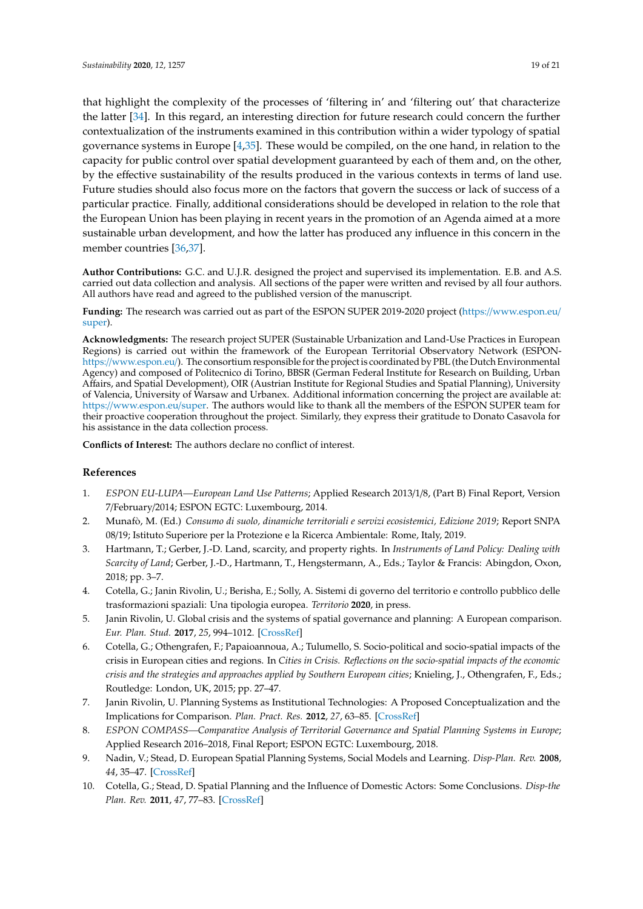that highlight the complexity of the processes of 'filtering in' and 'filtering out' that characterize the latter [34]. In this regard, an interesting direction for future research could concern the further contextualization of the instruments examined in this contribution within a wider typology of spatial governance systems in Europe [4,35]. These would be compiled, on the one hand, in relation to the capacity for public control over spatial development guaranteed by each of them and, on the other, by the effective sustainability of the results produced in the various contexts in terms of land use. Future studies should also focus more on the factors that govern the success or lack of success of a particular practice. Finally, additional considerations should be developed in relation to the role that the European Union has been playing in recent years in the promotion of an Agenda aimed at a more sustainable urban development, and how the latter has produced any influence in this concern in the member countries [36,37].

**Author Contributions:** G.C. and U.J.R. designed the project and supervised its implementation. E.B. and A.S. carried out data collection and analysis. All sections of the paper were written and revised by all four authors. All authors have read and agreed to the published version of the manuscript.

**Funding:** The research was carried out as part of the ESPON SUPER 2019-2020 project (https://www.espon.eu/super).

**Acknowledgments:** The research project SUPER (Sustainable Urbanization and Land-Use Practices in European Regions) is carried out within the framework of the European Territorial Observatory Network (ESPON-https://www.espon.eu/). The consortium responsible for the project is coordinated by PBL (the Dutch Environmental Agency) and composed of Politecnico di Torino, BBSR (German Federal Institute for Research on Building, Urban Affairs, and Spatial Development), OIR (Austrian Institute for Regional Studies and Spatial Planning), University of Valencia, University of Warsaw and Urbanex. Additional information concerning the project are available at: https://www.espon.eu/super. The authors would like to thank all the members of the ESPON SUPER team for their proactive cooperation throughout the project. Similarly, they express their gratitude to Donato Casavola for his assistance in the data collection process.

**Conflicts of Interest:** The authors declare no conflict of interest.

## References

1. *ESPON EU-LUPA—European Land Use Patterns*; Applied Research 2013/1/8, (Part B) Final Report, Version 7/February/2014; ESPON EGTC: Luxembourg, 2014.
2. Munafò, M. (Ed.) *Consumo di suolo, dinamiche territoriali e servizi ecosistemici, Edizione 2019*; Report SNPA 08/19; Istituto Superiore per la Protezione e la Ricerca Ambientale: Rome, Italy, 2019.
3. Hartmann, T.; Gerber, J.-D. Land, scarcity, and property rights. In *Instruments of Land Policy: Dealing with Scarcity of Land*; Gerber, J.-D., Hartmann, T., Hengstermann, A., Eds.; Taylor & Francis: Abingdon, Oxon, 2018; pp. 3–7.
4. Cotella, G.; Janin Rivolin, U.; Berisha, E.; Solly, A. Sistemi di governo del territorio e controllo pubblico delle trasformazioni spaziali: Una tipologia europea. *Territorio* **2020**, in press.
5. Janin Rivolin, U. Global crisis and the systems of spatial governance and planning: A European comparison. *Eur. Plan. Stud.* **2017**, *25*, 994–1012. [CrossRef]
6. Cotella, G.; Othengrafen, F.; Papaioannoua, A.; Tulumello, S. Socio-political and socio-spatial impacts of the crisis in European cities and regions. In *Cities in Crisis. Reflections on the socio-spatial impacts of the economic crisis and the strategies and approaches applied by Southern European cities*; Knieling, J., Othengrafen, F., Eds.; Routledge: London, UK, 2015; pp. 27–47.
7. Janin Rivolin, U. Planning Systems as Institutional Technologies: A Proposed Conceptualization and the Implications for Comparison. *Plan. Pract. Res.* **2012**, *27*, 63–85. [CrossRef]
8. *ESPON COMPASS—Comparative Analysis of Territorial Governance and Spatial Planning Systems in Europe*; Applied Research 2016–2018, Final Report; ESPON EGTC: Luxembourg, 2018.
9. Nadin, V.; Stead, D. European Spatial Planning Systems, Social Models and Learning. *Disp-Plan. Rev.* **2008**, *44*, 35–47. [CrossRef]
10. Cotella, G.; Stead, D. Spatial Planning and the Influence of Domestic Actors: Some Conclusions. *Disp-the Plan. Rev.* **2011**, *47*, 77–83. [CrossRef]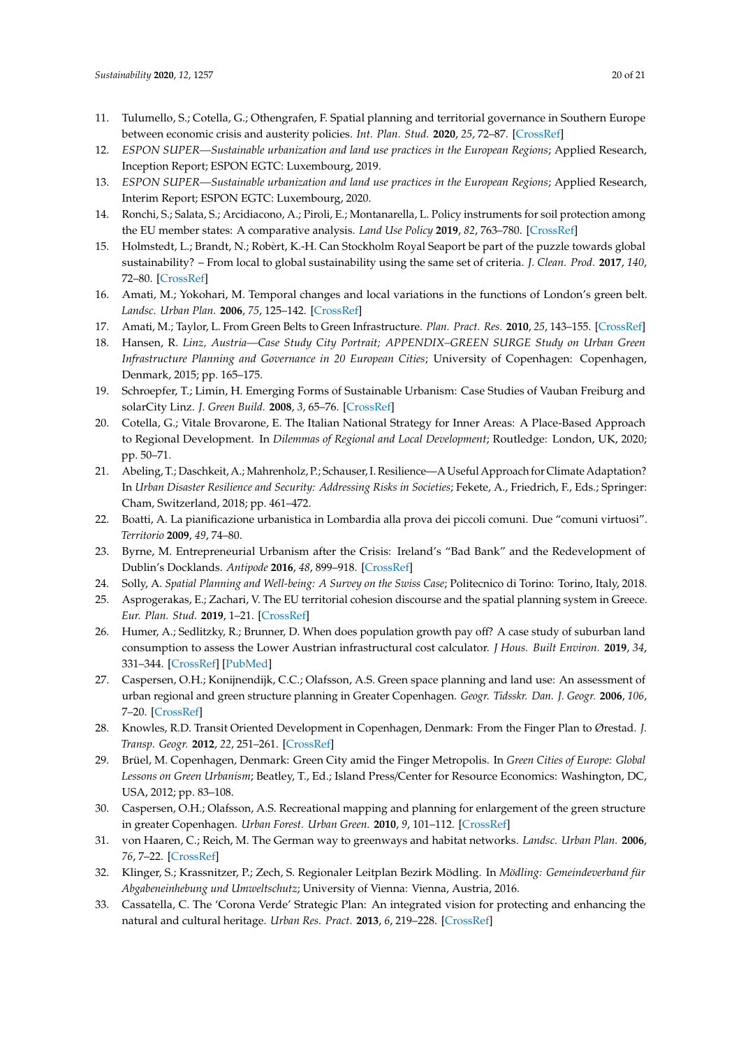11. Tulumello, S.; Cotella, G.; Othengrafen, F. Spatial planning and territorial governance in Southern Europe between economic crisis and austerity policies. *Int. Plan. Stud.* **2020**, *25*, 72–87. [CrossRef]
12. *ESPON SUPER—Sustainable urbanization and land use practices in the European Regions*; Applied Research, Inception Report; ESPON EGTC: Luxembourg, 2019.
13. *ESPON SUPER—Sustainable urbanization and land use practices in the European Regions*; Applied Research, Interim Report; ESPON EGTC: Luxembourg, 2020.
14. Ronchi, S.; Salata, S.; Arcidiacono, A.; Piroli, E.; Montanarella, L. Policy instruments for soil protection among the EU member states: A comparative analysis. *Land Use Policy* **2019**, *82*, 763–780. [CrossRef]
15. Holmstedt, L.; Brandt, N.; Robèrt, K.-H. Can Stockholm Royal Seaport be part of the puzzle towards global sustainability? – From local to global sustainability using the same set of criteria. *J. Clean. Prod.* **2017**, *140*, 72–80. [CrossRef]
16. Amati, M.; Yokohari, M. Temporal changes and local variations in the functions of London's green belt. *Landsc. Urban Plan.* **2006**, *75*, 125–142. [CrossRef]
17. Amati, M.; Taylor, L. From Green Belts to Green Infrastructure. *Plan. Pract. Res.* **2010**, *25*, 143–155. [CrossRef]
18. Hansen, R. *Linz, Austria—Case Study City Portrait; APPENDIX–GREEN SURGE Study on Urban Green Infrastructure Planning and Governance in 20 European Cities*; University of Copenhagen: Copenhagen, Denmark, 2015; pp. 165–175.
19. Schroepfer, T.; Limin, H. Emerging Forms of Sustainable Urbanism: Case Studies of Vauban Freiburg and solarCity Linz. *J. Green Build.* **2008**, *3*, 65–76. [CrossRef]
20. Cotella, G.; Vitale Brovarone, E. The Italian National Strategy for Inner Areas: A Place-Based Approach to Regional Development. In *Dilemmas of Regional and Local Development*; Routledge: London, UK, 2020; pp. 50–71.
21. Abeling, T.; Daschkeit, A.; Mahrenholz, P.; Schauser, I. Resilience—A Useful Approach for Climate Adaptation? In *Urban Disaster Resilience and Security: Addressing Risks in Societies*; Fekete, A., Friedrich, F., Eds.; Springer: Cham, Switzerland, 2018; pp. 461–472.
22. Boatti, A. La pianificazione urbanistica in Lombardia alla prova dei piccoli comuni. Due "comuni virtuosi". *Territorio* **2009**, *49*, 74–80.
23. Byrne, M. Entrepreneurial Urbanism after the Crisis: Ireland's "Bad Bank" and the Redevelopment of Dublin's Docklands. *Antipode* **2016**, *48*, 899–918. [CrossRef]
24. Solly, A. *Spatial Planning and Well-being: A Survey on the Swiss Case*; Politecnico di Torino: Torino, Italy, 2018.
25. Asprogerakas, E.; Zachari, V. The EU territorial cohesion discourse and the spatial planning system in Greece. *Eur. Plan. Stud.* **2019**, 1–21. [CrossRef]
26. Humer, A.; Sedlitzky, R.; Brunner, D. When does population growth pay off? A case study of suburban land consumption to assess the Lower Austrian infrastructural cost calculator. *J Hous. Built Environ.* **2019**, *34*, 331–344. [CrossRef] [PubMed]
27. Caspersen, O.H.; Konijnendijk, C.C.; Olafsson, A.S. Green space planning and land use: An assessment of urban regional and green structure planning in Greater Copenhagen. *Geogr. Tidsskr. Dan. J. Geogr.* **2006**, *106*, 7–20. [CrossRef]
28. Knowles, R.D. Transit Oriented Development in Copenhagen, Denmark: From the Finger Plan to Ørestad. *J. Transp. Geogr.* **2012**, *22*, 251–261. [CrossRef]
29. Brüel, M. Copenhagen, Denmark: Green City amid the Finger Metropolis. In *Green Cities of Europe: Global Lessons on Green Urbanism*; Beatley, T., Ed.; Island Press/Center for Resource Economics: Washington, DC, USA, 2012; pp. 83–108.
30. Caspersen, O.H.; Olafsson, A.S. Recreational mapping and planning for enlargement of the green structure in greater Copenhagen. *Urban Forest. Urban Green.* **2010**, *9*, 101–112. [CrossRef]
31. von Haaren, C.; Reich, M. The German way to greenways and habitat networks. *Landsc. Urban Plan.* **2006**, *76*, 7–22. [CrossRef]
32. Klinger, S.; Krassnitzer, P.; Zech, S. Regionaler Leitplan Bezirk Mödling. In *Mödling: Gemeindeverband für Abgabeneinhebung und Umweltschutz*; University of Vienna: Vienna, Austria, 2016.
33. Cassatella, C. The 'Corona Verde' Strategic Plan: An integrated vision for protecting and enhancing the natural and cultural heritage. *Urban Res. Pract.* **2013**, *6*, 219–228. [CrossRef]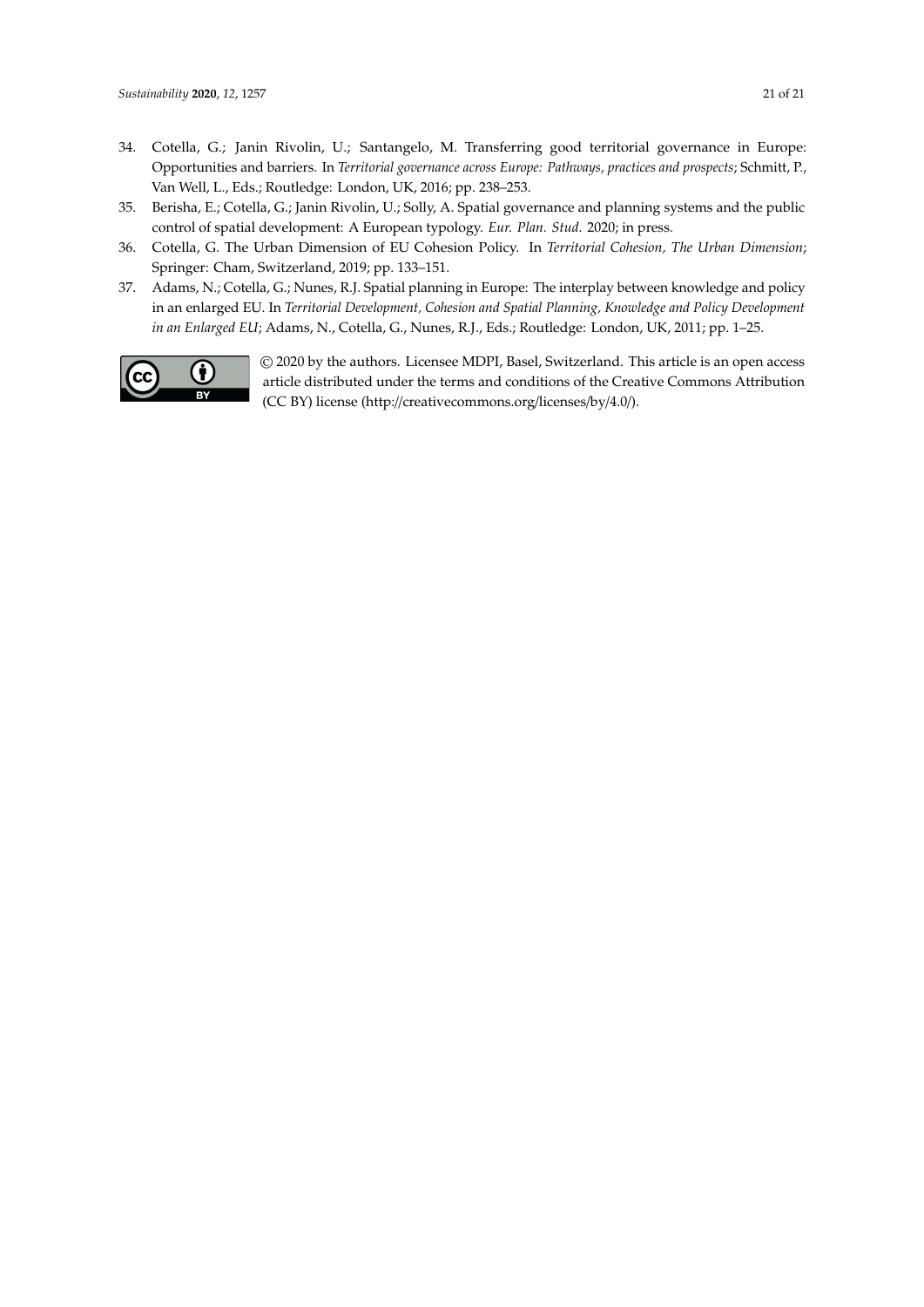34. Cotella, G.; Janin Rivolin, U.; Santangelo, M. Transferring good territorial governance in Europe: Opportunities and barriers. In *Territorial governance across Europe: Pathways, practices and prospects*; Schmitt, P., Van Well, L., Eds.; Routledge: London, UK, 2016; pp. 238–253.
35. Berisha, E.; Cotella, G.; Janin Rivolin, U.; Solly, A. Spatial governance and planning systems and the public control of spatial development: A European typology. *Eur. Plan. Stud.* 2020; in press.
36. Cotella, G. The Urban Dimension of EU Cohesion Policy. In *Territorial Cohesion, The Urban Dimension*; Springer: Cham, Switzerland, 2019; pp. 133–151.
37. Adams, N.; Cotella, G.; Nunes, R.J. Spatial planning in Europe: The interplay between knowledge and policy in an enlarged EU. In *Territorial Development, Cohesion and Spatial Planning, Knowledge and Policy Development in an Enlarged EU*; Adams, N., Cotella, G., Nunes, R.J., Eds.; Routledge: London, UK, 2011; pp. 1–25.

© 2020 by the authors. Licensee MDPI, Basel, Switzerland. This article is an open access article distributed under the terms and conditions of the Creative Commons Attribution (CC BY) license (http://creativecommons.org/licenses/by/4.0/).